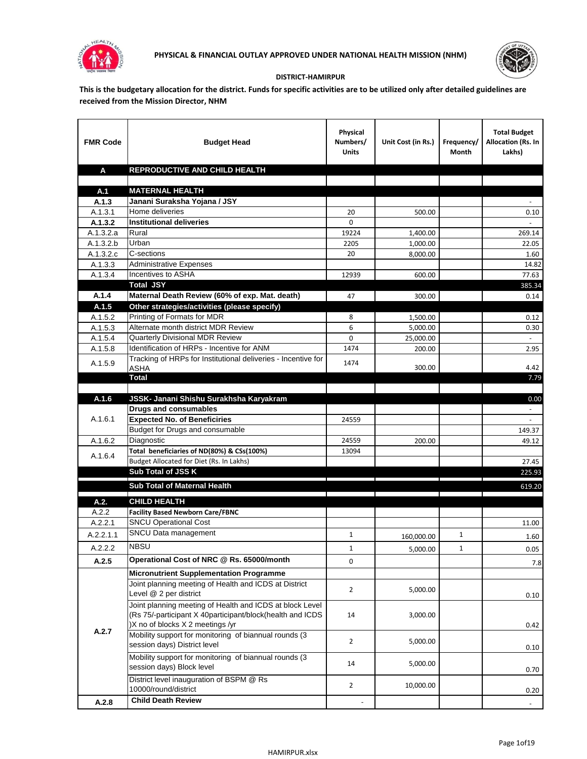**PHYSICAL & FINANCIAL OUTLAY APPROVED UNDER NATIONAL HEALTH MISSION (NHM)**

**DISTRICT-HAMIRPUR**

**This is the budgetary allocation for the district. Funds for specific activities are to be utilized only after detailed guidelines are received from the Mission Director, NHM**

| FMR Code | Budget Head | Physical Numbers/ Units | Unit Cost (in Rs.) | Frequency/ Month | Total Budget Allocation (Rs. In Lakhs) |
|---|---|---|---|---|---|
| **A** | **REPRODUCTIVE AND CHILD HEALTH** | | | | |
| | | | | | |
| **A.1** | **MATERNAL HEALTH** | | | | |
| **A.1.3** | **Janani Suraksha Yojana / JSY** | | | | - |
| A.1.3.1 | Home deliveries | 20 | 500.00 | | 0.10 |
| **A.1.3.2** | **Institutional deliveries** | 0 | | | - |
| A.1.3.2.a | Rural | 19224 | 1,400.00 | | 269.14 |
| A.1.3.2.b | Urban | 2205 | 1,000.00 | | 22.05 |
| A.1.3.2.c | C-sections | 20 | 8,000.00 | | 1.60 |
| A.1.3.3 | Administrative Expenses | | | | 14.82 |
| A.1.3.4 | Incentives to ASHA | 12939 | 600.00 | | 77.63 |
| | **Total JSY** | | | | 385.34 |
| **A.1.4** | **Maternal Death Review (60% of exp. Mat. death)** | 47 | 300.00 | | 0.14 |
| **A.1.5** | **Other strategies/activities (please specify)** | | | | |
| A.1.5.2 | Printing of Formats for MDR | 8 | 1,500.00 | | 0.12 |
| A.1.5.3 | Alternate month district MDR Review | 6 | 5,000.00 | | 0.30 |
| A.1.5.4 | Quarterly Divisional MDR Review | 0 | 25,000.00 | | - |
| A.1.5.8 | Identification of HRPs - Incentive for ANM | 1474 | 200.00 | | 2.95 |
| A.1.5.9 | Tracking of HRPs for Institutional deliveries - Incentive for ASHA | 1474 | 300.00 | | 4.42 |
| | **Total** | | | | 7.79 |
| | | | | | |
| **A.1.6** | **JSSK- Janani Shishu Surakhsha Karyakram** | | | | 0.00 |
| A.1.6.1 | **Drugs and consumables** | | | | - |
| | **Expected No. of Beneficiries** | 24559 | | | - |
| | Budget for Drugs and consumable | | | | 149.37 |
| A.1.6.2 | Diagnostic | 24559 | 200.00 | | 49.12 |
| A.1.6.4 | **Total beneficiaries of ND(80%) & CSs(100%)** | 13094 | | | |
| | Budget Allocated for Diet (Rs. In Lakhs) | | | | 27.45 |
| | **Sub Total of JSS K** | | | | 225.93 |
| | **Sub Total of Maternal Health** | | | | 619.20 |
| **A.2.** | **CHILD HEALTH** | | | | |
| A.2.2 | **Facility Based Newborn Care/FBNC** | | | | |
| A.2.2.1 | SNCU Operational Cost | | | | 11.00 |
| A.2.2.1.1 | SNCU Data management | 1 | 160,000.00 | 1 | 1.60 |
| A.2.2.2 | NBSU | 1 | 5,000.00 | 1 | 0.05 |
| **A.2.5** | **Operational Cost of NRC @ Rs. 65000/month** | 0 | | | 7.8 |
| A.2.7 | **Micronutrient Supplementation Programme** | | | | |
| | Joint planning meeting of Health and ICDS at District Level @ 2 per district | 2 | 5,000.00 | | 0.10 |
| | Joint planning meeting of Health and ICDS at block Level (Rs 75/-participant X 40participant/block(health and ICDS )X no of blocks X 2 meetings /yr | 14 | 3,000.00 | | 0.42 |
| | Mobility support for monitoring of biannual rounds (3 session days) District level | 2 | 5,000.00 | | 0.10 |
| | Mobility support for monitoring of biannual rounds (3 session days) Block level | 14 | 5,000.00 | | 0.70 |
| | District level inauguration of BSPM @ Rs 10000/round/district | 2 | 10,000.00 | | 0.20 |
| **A.2.8** | **Child Death Review** | - | | | - |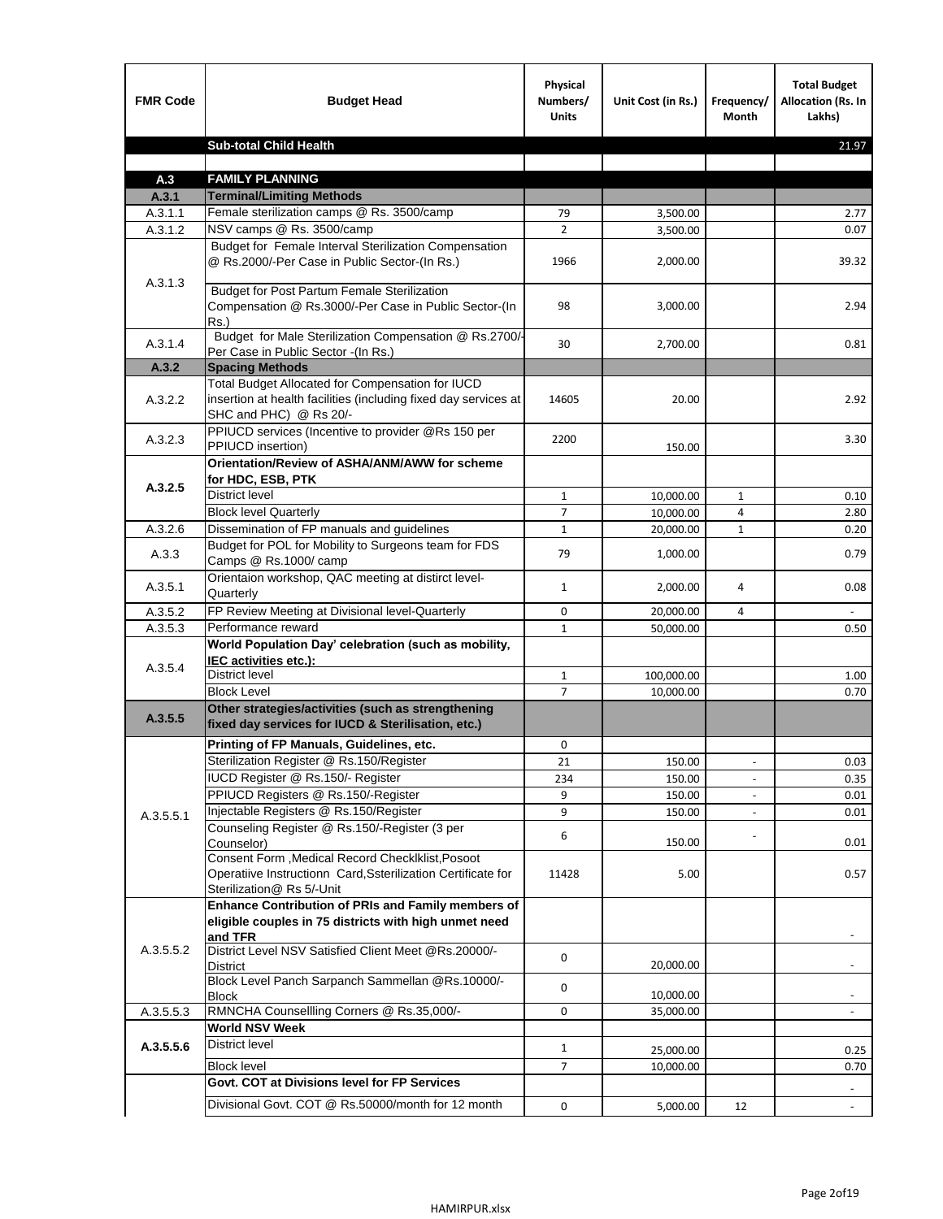| FMR Code | Budget Head | Physical Numbers/ Units | Unit Cost (in Rs.) | Frequency/ Month | Total Budget Allocation (Rs. In Lakhs) |
|---|---|---|---|---|---|
| | **Sub-total Child Health** | | | | 21.97 |
| | | | | | |
| **A.3** | **FAMILY PLANNING** | | | | |
| **A.3.1** | **Terminal/Limiting Methods** | | | | |
| A.3.1.1 | Female sterilization camps @ Rs. 3500/camp | 79 | 3,500.00 | | 2.77 |
| A.3.1.2 | NSV camps @ Rs. 3500/camp | 2 | 3,500.00 | | 0.07 |
| A.3.1.3 | Budget for Female Interval Sterilization Compensation @ Rs.2000/-Per Case in Public Sector-(In Rs.) | 1966 | 2,000.00 | | 39.32 |
| | Budget for Post Partum Female Sterilization Compensation @ Rs.3000/-Per Case in Public Sector-(In Rs.) | 98 | 3,000.00 | | 2.94 |
| A.3.1.4 | Budget for Male Sterilization Compensation @ Rs.2700/- Per Case in Public Sector -(In Rs.) | 30 | 2,700.00 | | 0.81 |
| **A.3.2** | **Spacing Methods** | | | | |
| A.3.2.2 | Total Budget Allocated for Compensation for IUCD insertion at health facilities (including fixed day services at SHC and PHC) @ Rs 20/- | 14605 | 20.00 | | 2.92 |
| A.3.2.3 | PPIUCD services (Incentive to provider @Rs 150 per PPIUCD insertion) | 2200 | 150.00 | | 3.30 |
| **A.3.2.5** | **Orientation/Review of ASHA/ANM/AWW for scheme for HDC, ESB, PTK** | | | | |
| | District level | 1 | 10,000.00 | 1 | 0.10 |
| | Block level Quarterly | 7 | 10,000.00 | 4 | 2.80 |
| A.3.2.6 | Dissemination of FP manuals and guidelines | 1 | 20,000.00 | 1 | 0.20 |
| A.3.3 | Budget for POL for Mobility to Surgeons team for FDS Camps @ Rs.1000/ camp | 79 | 1,000.00 | | 0.79 |
| A.3.5.1 | Orientaion workshop, QAC meeting at distirct level-Quarterly | 1 | 2,000.00 | 4 | 0.08 |
| A.3.5.2 | FP Review Meeting at Divisional level-Quarterly | 0 | 20,000.00 | 4 | - |
| A.3.5.3 | Performance reward | 1 | 50,000.00 | | 0.50 |
| A.3.5.4 | **World Population Day' celebration (such as mobility, IEC activities etc.):** | | | | |
| | District level | 1 | 100,000.00 | | 1.00 |
| | Block Level | 7 | 10,000.00 | | 0.70 |
| **A.3.5.5** | **Other strategies/activities (such as strengthening fixed day services for IUCD & Sterilisation, etc.)** | | | | |
| A.3.5.5.1 | **Printing of FP Manuals, Guidelines, etc.** | 0 | | | |
| | Sterilization Register @ Rs.150/Register | 21 | 150.00 | - | 0.03 |
| | IUCD Register @ Rs.150/- Register | 234 | 150.00 | - | 0.35 |
| | PPIUCD Registers @ Rs.150/-Register | 9 | 150.00 | - | 0.01 |
| | Injectable Registers @ Rs.150/Register | 9 | 150.00 | - | 0.01 |
| | Counseling Register @ Rs.150/-Register (3 per Counselor) | 6 | 150.00 | - | 0.01 |
| | Consent Form ,Medical Record Checklklist,Posoot Operatiive Instructionn Card,Ssterilization Certificate for Sterilization@ Rs 5/-Unit | 11428 | 5.00 | | 0.57 |
| A.3.5.5.2 | **Enhance Contribution of PRIs and Family members of eligible couples in 75 districts with high unmet need and TFR** | | | | - |
| | District Level NSV Satisfied Client Meet @Rs.20000/-District | 0 | 20,000.00 | | - |
| | Block Level Panch Sarpanch Sammellan @Rs.10000/-Block | 0 | 10,000.00 | | - |
| A.3.5.5.3 | RMNCHA Counsellling Corners @ Rs.35,000/- | 0 | 35,000.00 | | - |
| **A.3.5.5.6** | **World NSV Week** | | | | |
| | District level | 1 | 25,000.00 | | 0.25 |
| | Block level | 7 | 10,000.00 | | 0.70 |
| | **Govt. COT at Divisions level for FP Services** | | | | - |
| | Divisional Govt. COT @ Rs.50000/month for 12 month | 0 | 5,000.00 | 12 | - |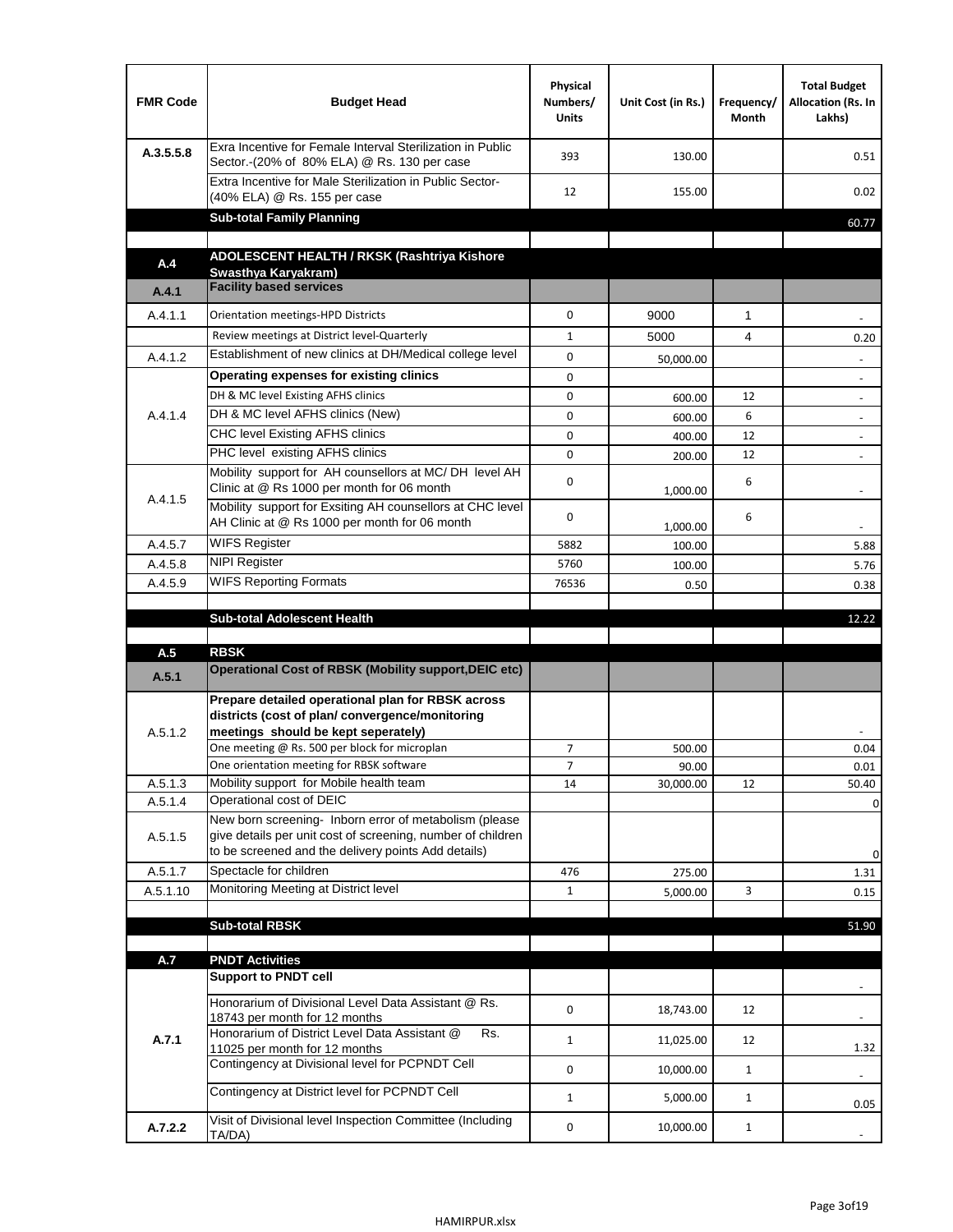| FMR Code | Budget Head | Physical Numbers/ Units | Unit Cost (in Rs.) | Frequency/ Month | Total Budget Allocation (Rs. In Lakhs) |
|---|---|---|---|---|---|
| A.3.5.5.8 | Exra Incentive for Female Interval Sterilization in Public Sector.-(20% of 80% ELA) @ Rs. 130 per case | 393 | 130.00 | | 0.51 |
| | Extra Incentive for Male Sterilization in Public Sector- (40% ELA) @ Rs. 155 per case | 12 | 155.00 | | 0.02 |
| | **Sub-total Family Planning** | | | | 60.77 |
| | | | | | |
| **A.4** | **ADOLESCENT HEALTH / RKSK (Rashtriya Kishore Swasthya Karyakram)** | | | | |
| **A.4.1** | **Facility based services** | | | | |
| A.4.1.1 | Orientation meetings-HPD Districts | 0 | 9000 | 1 | - |
| | Review meetings at District level-Quarterly | 1 | 5000 | 4 | 0.20 |
| A.4.1.2 | Establishment of new clinics at DH/Medical college level | 0 | 50,000.00 | | - |
| A.4.1.4 | **Operating expenses for existing clinics** | 0 | | | - |
| | DH & MC level Existing AFHS clinics | 0 | 600.00 | 12 | - |
| | DH & MC level AFHS clinics (New) | 0 | 600.00 | 6 | - |
| | CHC level Existing AFHS clinics | 0 | 400.00 | 12 | - |
| | PHC level existing AFHS clinics | 0 | 200.00 | 12 | - |
| A.4.1.5 | Mobility support for AH counsellors at MC/ DH level AH Clinic at @ Rs 1000 per month for 06 month | 0 | 1,000.00 | 6 | - |
| | Mobility support for Exsiting AH counsellors at CHC level AH Clinic at @ Rs 1000 per month for 06 month | 0 | 1,000.00 | 6 | - |
| A.4.5.7 | WIFS Register | 5882 | 100.00 | | 5.88 |
| A.4.5.8 | NIPI Register | 5760 | 100.00 | | 5.76 |
| A.4.5.9 | WIFS Reporting Formats | 76536 | 0.50 | | 0.38 |
| | | | | | |
| | **Sub-total Adolescent Health** | | | | 12.22 |
| | | | | | |
| **A.5** | **RBSK** | | | | |
| **A.5.1** | **Operational Cost of RBSK (Mobility support,DEIC etc)** | | | | |
| A.5.1.2 | **Prepare detailed operational plan for RBSK across districts (cost of plan/ convergence/monitoring meetings should be kept seperately)** | | | | - |
| | One meeting @ Rs. 500 per block for microplan | 7 | 500.00 | | 0.04 |
| | One orientation meeting for RBSK software | 7 | 90.00 | | 0.01 |
| A.5.1.3 | Mobility support for Mobile health team | 14 | 30,000.00 | 12 | 50.40 |
| A.5.1.4 | Operational cost of DEIC | | | | 0 |
| A.5.1.5 | New born screening- Inborn error of metabolism (please give details per unit cost of screening, number of children to be screened and the delivery points Add details) | | | | 0 |
| A.5.1.7 | Spectacle for children | 476 | 275.00 | | 1.31 |
| A.5.1.10 | Monitoring Meeting at District level | 1 | 5,000.00 | 3 | 0.15 |
| | | | | | |
| | **Sub-total RBSK** | | | | 51.90 |
| | | | | | |
| **A.7** | **PNDT Activities** | | | | |
| **A.7.1** | **Support to PNDT cell** | | | | - |
| | Honorarium of Divisional Level Data Assistant @ Rs. 18743 per month for 12 months | 0 | 18,743.00 | 12 | - |
| | Honorarium of District Level Data Assistant @ Rs. 11025 per month for 12 months | 1 | 11,025.00 | 12 | 1.32 |
| | Contingency at Divisional level for PCPNDT Cell | 0 | 10,000.00 | 1 | - |
| | Contingency at District level for PCPNDT Cell | 1 | 5,000.00 | 1 | 0.05 |
| **A.7.2.2** | Visit of Divisional level Inspection Committee (Including TA/DA) | 0 | 10,000.00 | 1 | - |

HAMIRPUR.xlsx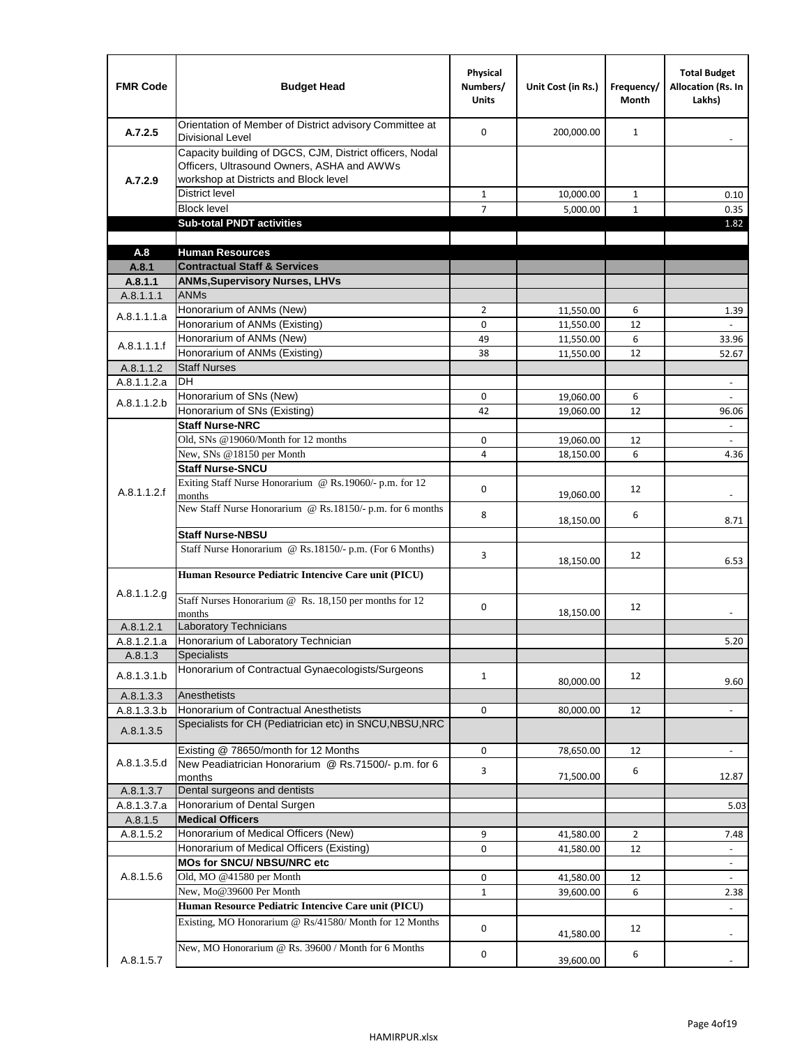| FMR Code | Budget Head | Physical Numbers/ Units | Unit Cost (in Rs.) | Frequency/ Month | Total Budget Allocation (Rs. In Lakhs) |
|---|---|---|---|---|---|
| A.7.2.5 | Orientation of Member of District advisory Committee at Divisional Level | 0 | 200,000.00 | 1 | - |
| A.7.2.9 | Capacity building of DGCS, CJM, District officers, Nodal Officers, Ultrasound Owners, ASHA and AWWs workshop at Districts and Block level | | | | |
| | District level | 1 | 10,000.00 | 1 | 0.10 |
| | Block level | 7 | 5,000.00 | 1 | 0.35 |
| | **Sub-total PNDT activities** | | | | 1.82 |
| | | | | | |
| **A.8** | **Human Resources** | | | | |
| **A.8.1** | **Contractual Staff & Services** | | | | |
| **A.8.1.1** | **ANMs,Supervisory Nurses, LHVs** | | | | |
| A.8.1.1.1 | ANMs | | | | |
| A.8.1.1.1.a | Honorarium of ANMs (New) | 2 | 11,550.00 | 6 | 1.39 |
| | Honorarium of ANMs (Existing) | 0 | 11,550.00 | 12 | - |
| A.8.1.1.1.f | Honorarium of ANMs (New) | 49 | 11,550.00 | 6 | 33.96 |
| | Honorarium of ANMs (Existing) | 38 | 11,550.00 | 12 | 52.67 |
| A.8.1.1.2 | Staff Nurses | | | | |
| A.8.1.1.2.a | DH | | | | - |
| A.8.1.1.2.b | Honorarium of SNs (New) | 0 | 19,060.00 | 6 | - |
| | Honorarium of SNs (Existing) | 42 | 19,060.00 | 12 | 96.06 |
| A.8.1.1.2.f | **Staff Nurse-NRC** | | | | - |
| | Old, SNs @19060/Month for 12 months | 0 | 19,060.00 | 12 | - |
| | New, SNs @18150 per Month | 4 | 18,150.00 | 6 | 4.36 |
| | **Staff Nurse-SNCU** | | | | |
| | Exiting Staff Nurse Honorarium @ Rs.19060/- p.m. for 12 months | 0 | 19,060.00 | 12 | - |
| | New Staff Nurse Honorarium @ Rs.18150/- p.m. for 6 months | 8 | 18,150.00 | 6 | 8.71 |
| | **Staff Nurse-NBSU** | | | | |
| | Staff Nurse Honorarium @ Rs.18150/- p.m. (For 6 Months) | 3 | 18,150.00 | 12 | 6.53 |
| A.8.1.1.2.g | **Human Resource Pediatric Intencive Care unit (PICU)** | | | | |
| | Staff Nurses Honorarium @ Rs. 18,150 per months for 12 months | 0 | 18,150.00 | 12 | - |
| A.8.1.2.1 | Laboratory Technicians | | | | |
| A.8.1.2.1.a | Honorarium of Laboratory Technician | | | | 5.20 |
| A.8.1.3 | Specialists | | | | |
| A.8.1.3.1.b | Honorarium of Contractual Gynaecologists/Surgeons | 1 | 80,000.00 | 12 | 9.60 |
| A.8.1.3.3 | Anesthetists | | | | |
| A.8.1.3.3.b | Honorarium of Contractual Anesthetists | 0 | 80,000.00 | 12 | - |
| A.8.1.3.5 | Specialists for CH (Pediatrician etc) in SNCU,NBSU,NRC | | | | |
| A.8.1.3.5.d | Existing @ 78650/month for 12 Months | 0 | 78,650.00 | 12 | - |
| | New Peadiatrician Honorarium @ Rs.71500/- p.m. for 6 months | 3 | 71,500.00 | 6 | 12.87 |
| A.8.1.3.7 | Dental surgeons and dentists | | | | |
| A.8.1.3.7.a | Honorarium of Dental Surgen | | | | 5.03 |
| A.8.1.5 | **Medical Officers** | | | | |
| A.8.1.5.2 | Honorarium of Medical Officers (New) | 9 | 41,580.00 | 2 | 7.48 |
| | Honorarium of Medical Officers (Existing) | 0 | 41,580.00 | 12 | - |
| A.8.1.5.6 | **MOs for SNCU/ NBSU/NRC etc** | | | | - |
| | Old, MO @41580 per Month | 0 | 41,580.00 | 12 | - |
| | New, Mo@39600 Per Month | 1 | 39,600.00 | 6 | 2.38 |
| A.8.1.5.7 | **Human Resource Pediatric Intencive Care unit (PICU)** | | | | - |
| | Existing, MO Honorarium @ Rs/41580/ Month for 12 Months | 0 | 41,580.00 | 12 | - |
| | New, MO Honorarium @ Rs. 39600 / Month for 6 Months | 0 | 39,600.00 | 6 | - |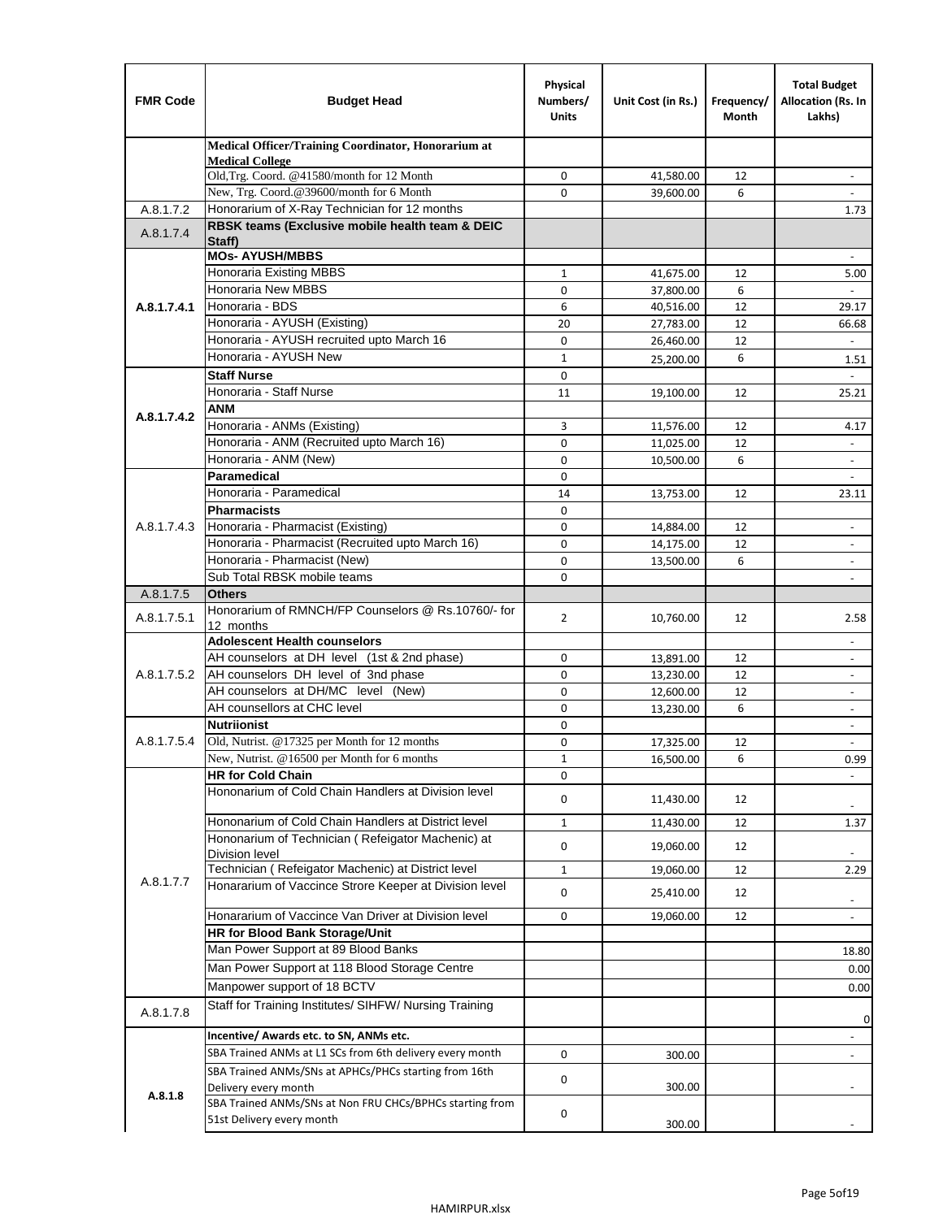| FMR Code | Budget Head | Physical Numbers/ Units | Unit Cost (in Rs.) | Frequency/ Month | Total Budget Allocation (Rs. In Lakhs) |
|---|---|---|---|---|---|
| | **Medical Officer/Training Coordinator, Honorarium at Medical College** | | | | |
| | Old,Trg. Coord. @41580/month for 12 Month | 0 | 41,580.00 | 12 | - |
| | New, Trg. Coord.@39600/month for 6 Month | 0 | 39,600.00 | 6 | - |
| A.8.1.7.2 | Honorarium of X-Ray Technician for 12 months | | | | 1.73 |
| A.8.1.7.4 | **RBSK teams (Exclusive mobile health team & DEIC Staff)** | | | | |
| A.8.1.7.4.1 | **MOs- AYUSH/MBBS** | | | | - |
| | Honoraria Existing MBBS | 1 | 41,675.00 | 12 | 5.00 |
| | Honoraria New MBBS | 0 | 37,800.00 | 6 | - |
| | Honoraria - BDS | 6 | 40,516.00 | 12 | 29.17 |
| | Honoraria - AYUSH (Existing) | 20 | 27,783.00 | 12 | 66.68 |
| | Honoraria - AYUSH recruited upto March 16 | 0 | 26,460.00 | 12 | - |
| | Honoraria - AYUSH New | 1 | 25,200.00 | 6 | 1.51 |
| A.8.1.7.4.2 | **Staff Nurse** | 0 | | | - |
| | Honoraria - Staff Nurse | 11 | 19,100.00 | 12 | 25.21 |
| | **ANM** | | | | |
| | Honoraria - ANMs (Existing) | 3 | 11,576.00 | 12 | 4.17 |
| | Honoraria - ANM (Recruited upto March 16) | 0 | 11,025.00 | 12 | - |
| | Honoraria - ANM (New) | 0 | 10,500.00 | 6 | - |
| A.8.1.7.4.3 | **Paramedical** | 0 | | | - |
| | Honoraria - Paramedical | 14 | 13,753.00 | 12 | 23.11 |
| | **Pharmacists** | 0 | | | |
| | Honoraria - Pharmacist (Existing) | 0 | 14,884.00 | 12 | - |
| | Honoraria - Pharmacist (Recruited upto March 16) | 0 | 14,175.00 | 12 | - |
| | Honoraria - Pharmacist (New) | 0 | 13,500.00 | 6 | - |
| | Sub Total RBSK mobile teams | 0 | | | - |
| A.8.1.7.5 | **Others** | | | | |
| A.8.1.7.5.1 | Honorarium of RMNCH/FP Counselors @ Rs.10760/- for 12 months | 2 | 10,760.00 | 12 | 2.58 |
| A.8.1.7.5.2 | **Adolescent Health counselors** | | | | - |
| | AH counselors at DH level (1st & 2nd phase) | 0 | 13,891.00 | 12 | - |
| | AH counselors DH level of 3nd phase | 0 | 13,230.00 | 12 | - |
| | AH counselors at DH/MC level (New) | 0 | 12,600.00 | 12 | - |
| | AH counsellors at CHC level | 0 | 13,230.00 | 6 | - |
| A.8.1.7.5.4 | **Nutriionist** | 0 | | | - |
| | Old, Nutrist. @17325 per Month for 12 months | 0 | 17,325.00 | 12 | - |
| | New, Nutrist. @16500 per Month for 6 months | 1 | 16,500.00 | 6 | 0.99 |
| A.8.1.7.7 | **HR for Cold Chain** | 0 | | | - |
| | Hononarium of Cold Chain Handlers at Division level | 0 | 11,430.00 | 12 | - |
| | Hononarium of Cold Chain Handlers at District level | 1 | 11,430.00 | 12 | 1.37 |
| | Hononarium of Technician ( Refeigator Machenic) at Division level | 0 | 19,060.00 | 12 | - |
| | Technician ( Refeigator Machenic) at District level | 1 | 19,060.00 | 12 | 2.29 |
| | Honararium of Vaccince Strore Keeper at Division level | 0 | 25,410.00 | 12 | - |
| | Honararium of Vaccince Van Driver at Division level | 0 | 19,060.00 | 12 | - |
| | **HR for Blood Bank Storage/Unit** | | | | |
| | Man Power Support at 89 Blood Banks | | | | 18.80 |
| | Man Power Support at 118 Blood Storage Centre | | | | 0.00 |
| | Manpower support of 18 BCTV | | | | 0.00 |
| A.8.1.7.8 | Staff for Training Institutes/ SIHFW/ Nursing Training | | | | 0 |
| A.8.1.8 | **Incentive/ Awards etc. to SN, ANMs etc.** | | | | - |
| | SBA Trained ANMs at L1 SCs from 6th delivery every month | 0 | 300.00 | | - |
| | SBA Trained ANMs/SNs at APHCs/PHCs starting from 16th Delivery every month | 0 | 300.00 | | - |
| | SBA Trained ANMs/SNs at Non FRU CHCs/BPHCs starting from 51st Delivery every month | 0 | 300.00 | | - |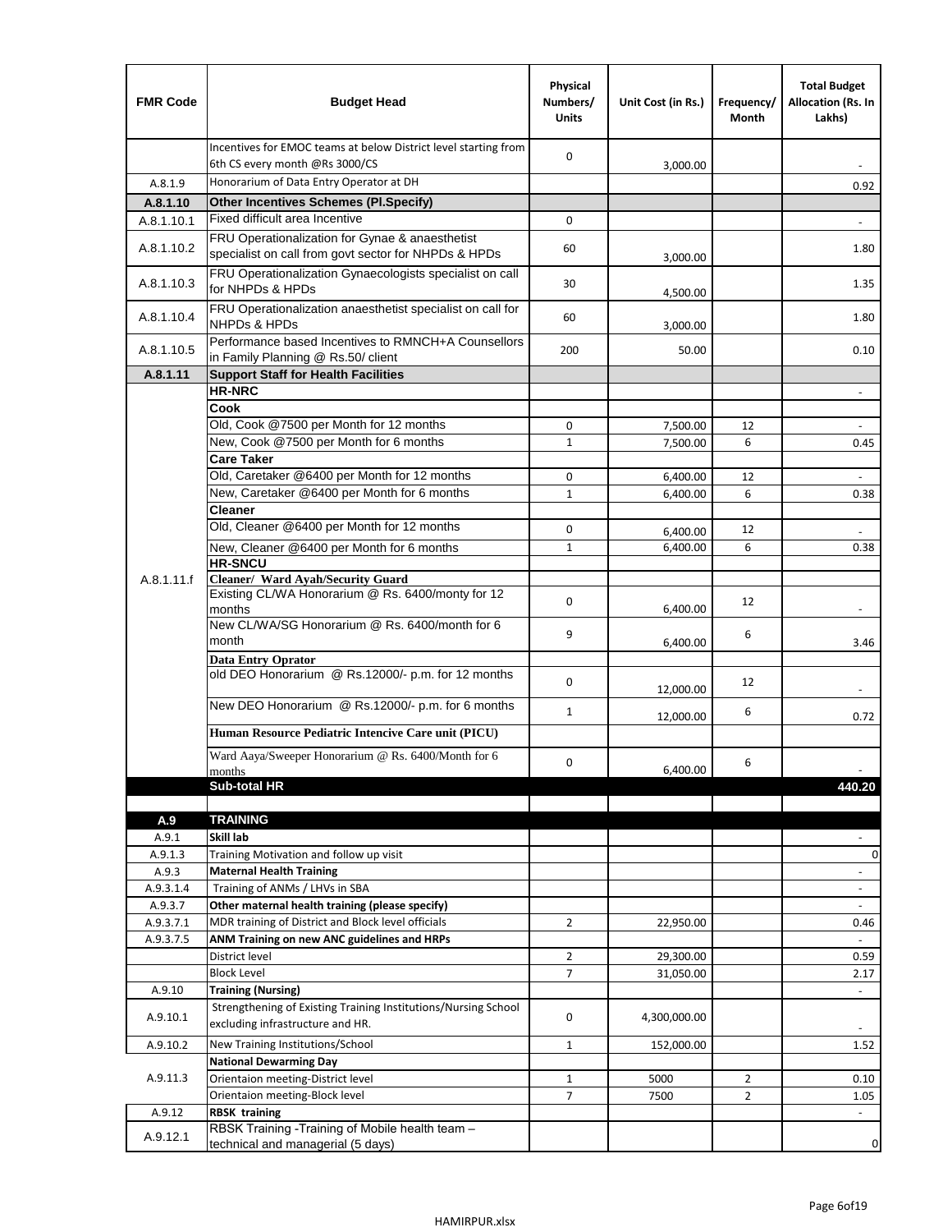| FMR Code | Budget Head | Physical Numbers/ Units | Unit Cost (in Rs.) | Frequency/ Month | Total Budget Allocation (Rs. In Lakhs) |
|---|---|---|---|---|---|
| | Incentives for EMOC teams at below District level starting from 6th CS every month @Rs 3000/CS | 0 | 3,000.00 | | - |
| A.8.1.9 | Honorarium of Data Entry Operator at DH | | | | 0.92 |
| **A.8.1.10** | **Other Incentives Schemes (Pl.Specify)** | | | | |
| A.8.1.10.1 | Fixed difficult area Incentive | 0 | | | - |
| A.8.1.10.2 | FRU Operationalization for Gynae & anaesthetist specialist on call from govt sector for NHPDs & HPDs | 60 | 3,000.00 | | 1.80 |
| A.8.1.10.3 | FRU Operationalization Gynaecologists specialist on call for NHPDs & HPDs | 30 | 4,500.00 | | 1.35 |
| A.8.1.10.4 | FRU Operationalization anaesthetist specialist on call for NHPDs & HPDs | 60 | 3,000.00 | | 1.80 |
| A.8.1.10.5 | Performance based Incentives to RMNCH+A Counsellors in Family Planning @ Rs.50/ client | 200 | 50.00 | | 0.10 |
| **A.8.1.11** | **Support Staff for Health Facilities** | | | | |
| A.8.1.11.f | **HR-NRC** | | | | - |
| | **Cook** | | | | |
| | Old, Cook @7500 per Month for 12 months | 0 | 7,500.00 | 12 | - |
| | New, Cook @7500 per Month for 6 months | 1 | 7,500.00 | 6 | 0.45 |
| | **Care Taker** | | | | |
| | Old, Caretaker @6400 per Month for 12 months | 0 | 6,400.00 | 12 | - |
| | New, Caretaker @6400 per Month for 6 months | 1 | 6,400.00 | 6 | 0.38 |
| | **Cleaner** | | | | |
| | Old, Cleaner @6400 per Month for 12 months | 0 | 6,400.00 | 12 | - |
| | New, Cleaner @6400 per Month for 6 months | 1 | 6,400.00 | 6 | 0.38 |
| | **HR-SNCU** | | | | |
| | **Cleaner/ Ward Ayah/Security Guard** | | | | |
| | Existing CL/WA Honorarium @ Rs. 6400/monty for 12 months | 0 | 6,400.00 | 12 | - |
| | New CL/WA/SG Honorarium @ Rs. 6400/month for 6 month | 9 | 6,400.00 | 6 | 3.46 |
| | **Data Entry Oprator** | | | | |
| | old DEO Honorarium @ Rs.12000/- p.m. for 12 months | 0 | 12,000.00 | 12 | - |
| | New DEO Honorarium @ Rs.12000/- p.m. for 6 months | 1 | 12,000.00 | 6 | 0.72 |
| | **Human Resource Pediatric Intencive Care unit (PICU)** | | | | |
| | Ward Aaya/Sweeper Honorarium @ Rs. 6400/Month for 6 months | 0 | 6,400.00 | 6 | - |
| | **Sub-total HR** | | | | **440.20** |
| | | | | | |
| **A.9** | **TRAINING** | | | | |
| A.9.1 | **Skill lab** | | | | - |
| A.9.1.3 | Training Motivation and follow up visit | | | | 0 |
| A.9.3 | **Maternal Health Training** | | | | - |
| A.9.3.1.4 | Training of ANMs / LHVs in SBA | | | | - |
| A.9.3.7 | **Other maternal health training (please specify)** | | | | - |
| A.9.3.7.1 | MDR training of District and Block level officials | 2 | 22,950.00 | | 0.46 |
| A.9.3.7.5 | **ANM Training on new ANC guidelines and HRPs** | | | | - |
| | District level | 2 | 29,300.00 | | 0.59 |
| | Block Level | 7 | 31,050.00 | | 2.17 |
| A.9.10 | **Training (Nursing)** | | | | - |
| A.9.10.1 | Strengthening of Existing Training Institutions/Nursing School excluding infrastructure and HR. | 0 | 4,300,000.00 | | - |
| A.9.10.2 | New Training Institutions/School | 1 | 152,000.00 | | 1.52 |
| A.9.11.3 | **National Dewarming Day** | | | | |
| | Orientaion meeting-District level | 1 | 5000 | 2 | 0.10 |
| | Orientaion meeting-Block level | 7 | 7500 | 2 | 1.05 |
| A.9.12 | **RBSK training** | | | | - |
| A.9.12.1 | RBSK Training -Training of Mobile health team – technical and managerial (5 days) | | | | 0 |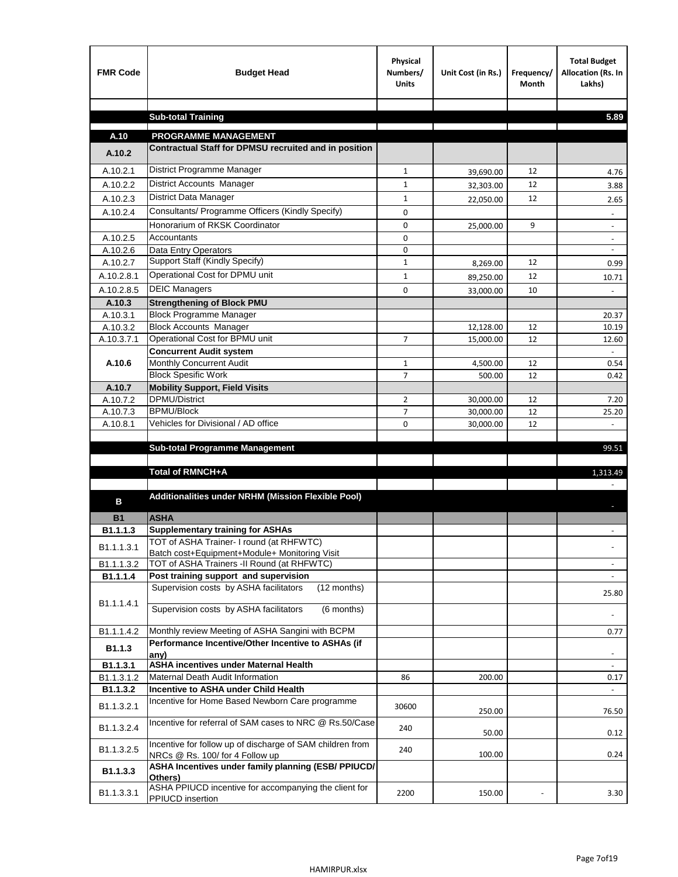| FMR Code | Budget Head | Physical Numbers/ Units | Unit Cost (in Rs.) | Frequency/ Month | Total Budget Allocation (Rs. In Lakhs) |
|---|---|---|---|---|---|
| | | | | | |
| | **Sub-total Training** | | | | **5.89** |
| **A.10** | **PROGRAMME MANAGEMENT** | | | | |
| **A.10.2** | **Contractual Staff for DPMSU recruited and in position** | | | | |
| A.10.2.1 | District Programme Manager | 1 | 39,690.00 | 12 | 4.76 |
| A.10.2.2 | District Accounts Manager | 1 | 32,303.00 | 12 | 3.88 |
| A.10.2.3 | District Data Manager | 1 | 22,050.00 | 12 | 2.65 |
| A.10.2.4 | Consultants/ Programme Officers (Kindly Specify) | 0 | | | - |
| | Honorarium of RKSK Coordinator | 0 | 25,000.00 | 9 | - |
| A.10.2.5 | Accountants | 0 | | | - |
| A.10.2.6 | Data Entry Operators | 0 | | | - |
| A.10.2.7 | Support Staff (Kindly Specify) | 1 | 8,269.00 | 12 | 0.99 |
| A.10.2.8.1 | Operational Cost for DPMU unit | 1 | 89,250.00 | 12 | 10.71 |
| A.10.2.8.5 | DEIC Managers | 0 | 33,000.00 | 10 | - |
| **A.10.3** | **Strengthening of Block PMU** | | | | |
| A.10.3.1 | Block Programme Manager | | | | 20.37 |
| A.10.3.2 | Block Accounts Manager | | 12,128.00 | 12 | 10.19 |
| A.10.3.7.1 | Operational Cost for BPMU unit | 7 | 15,000.00 | 12 | 12.60 |
| **A.10.6** | **Concurrent Audit system** | | | | - |
| | Monthly Concurrent Audit | 1 | 4,500.00 | 12 | 0.54 |
| | Block Spesific Work | 7 | 500.00 | 12 | 0.42 |
| **A.10.7** | **Mobility Support, Field Visits** | | | | |
| A.10.7.2 | DPMU/District | 2 | 30,000.00 | 12 | 7.20 |
| A.10.7.3 | BPMU/Block | 7 | 30,000.00 | 12 | 25.20 |
| A.10.8.1 | Vehicles for Divisional / AD office | 0 | 30,000.00 | 12 | - |
| | | | | | |
| | **Sub-total Programme Management** | | | | 99.51 |
| | | | | | |
| | **Total of RMNCH+A** | | | | 1,313.49 |
| | | | | | - |
| **B** | **Additionalities under NRHM (Mission Flexible Pool)** | | | | - |
| **B1** | **ASHA** | | | | |
| **B1.1.1.3** | **Supplementary training for ASHAs** | | | | - |
| B1.1.1.3.1 | TOT of ASHA Trainer- I round (at RHFWTC) Batch cost+Equipment+Module+ Monitoring Visit | | | | - |
| B1.1.1.3.2 | TOT of ASHA Trainers -II Round (at RHFWTC) | | | | - |
| **B1.1.1.4** | **Post training support and supervision** | | | | - |
| B1.1.1.4.1 | Supervision costs by ASHA facilitators (12 months) | | | | 25.80 |
| | Supervision costs by ASHA facilitators (6 months) | | | | - |
| B1.1.1.4.2 | Monthly review Meeting of ASHA Sangini with BCPM | | | | 0.77 |
| **B1.1.3** | **Performance Incentive/Other Incentive to ASHAs (if any)** | | | | - |
| **B1.1.3.1** | **ASHA incentives under Maternal Health** | | | | - |
| B1.1.3.1.2 | Maternal Death Audit Information | 86 | 200.00 | | 0.17 |
| **B1.1.3.2** | **Incentive to ASHA under Child Health** | | | | - |
| B1.1.3.2.1 | Incentive for Home Based Newborn Care programme | 30600 | 250.00 | | 76.50 |
| B1.1.3.2.4 | Incentive for referral of SAM cases to NRC @ Rs.50/Case | 240 | 50.00 | | 0.12 |
| B1.1.3.2.5 | Incentive for follow up of discharge of SAM children from NRCs @ Rs. 100/ for 4 Follow up | 240 | 100.00 | | 0.24 |
| **B1.1.3.3** | **ASHA Incentives under family planning (ESB/ PPIUCD/ Others)** | | | | |
| B1.1.3.3.1 | ASHA PPIUCD incentive for accompanying the client for PPIUCD insertion | 2200 | 150.00 | - | 3.30 |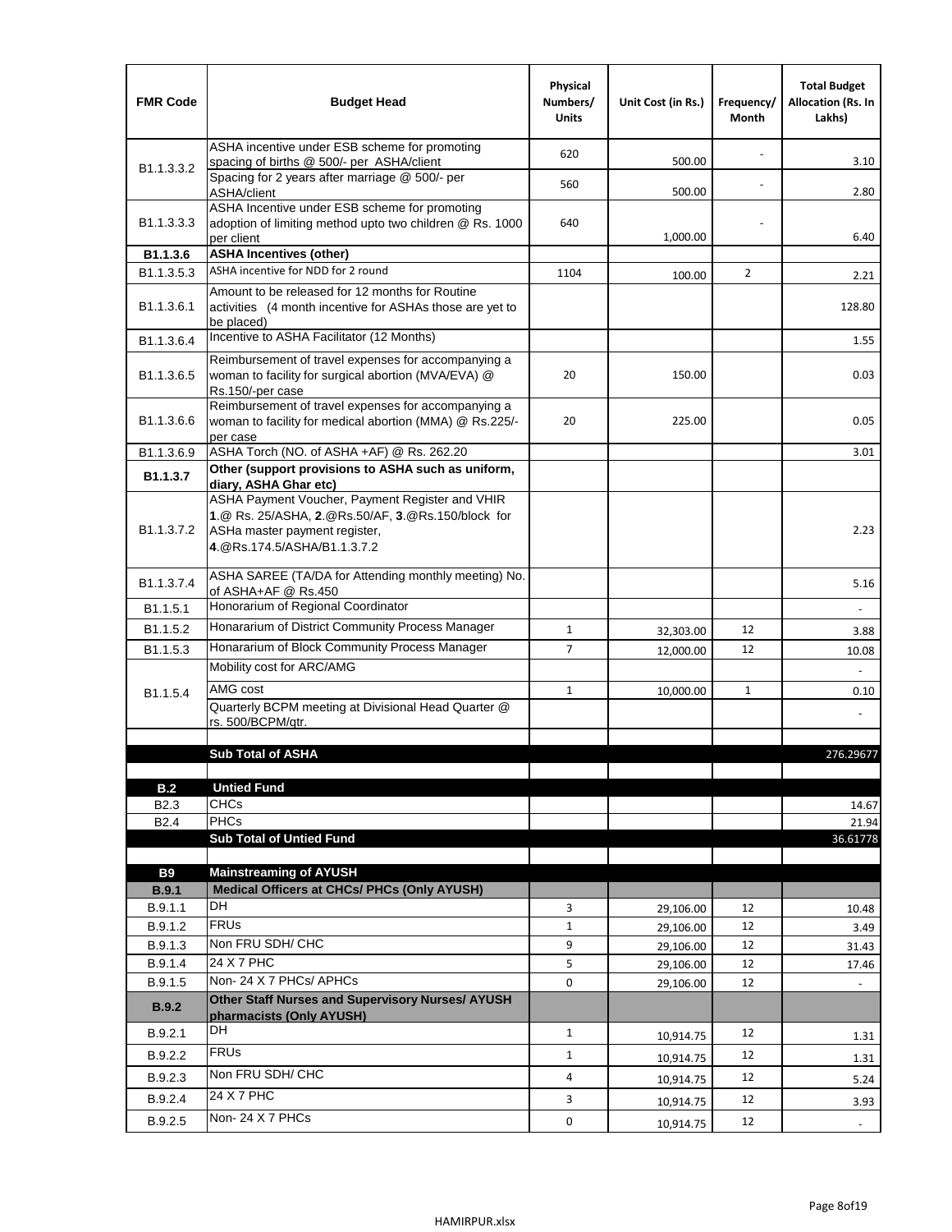| FMR Code | Budget Head | Physical Numbers/ Units | Unit Cost (in Rs.) | Frequency/ Month | Total Budget Allocation (Rs. In Lakhs) |
|---|---|---|---|---|---|
| B1.1.3.3.2 | ASHA incentive under ESB scheme for promoting spacing of births @ 500/- per ASHA/client | 620 | 500.00 | - | 3.10 |
| | Spacing for 2 years after marriage @ 500/- per ASHA/client | 560 | 500.00 | - | 2.80 |
| B1.1.3.3.3 | ASHA Incentive under ESB scheme for promoting adoption of limiting method upto two children @ Rs. 1000 per client | 640 | 1,000.00 | - | 6.40 |
| **B1.1.3.6** | **ASHA Incentives (other)** | | | | |
| B1.1.3.5.3 | ASHA incentive for NDD for 2 round | 1104 | 100.00 | 2 | 2.21 |
| B1.1.3.6.1 | Amount to be released for 12 months for Routine activities (4 month incentive for ASHAs those are yet to be placed) | | | | 128.80 |
| B1.1.3.6.4 | Incentive to ASHA Facilitator (12 Months) | | | | 1.55 |
| B1.1.3.6.5 | Reimbursement of travel expenses for accompanying a woman to facility for surgical abortion (MVA/EVA) @ Rs.150/-per case | 20 | 150.00 | | 0.03 |
| B1.1.3.6.6 | Reimbursement of travel expenses for accompanying a woman to facility for medical abortion (MMA) @ Rs.225/-per case | 20 | 225.00 | | 0.05 |
| B1.1.3.6.9 | ASHA Torch (NO. of ASHA +AF) @ Rs. 262.20 | | | | 3.01 |
| **B1.1.3.7** | **Other (support provisions to ASHA such as uniform, diary, ASHA Ghar etc)** | | | | |
| B1.1.3.7.2 | ASHA Payment Voucher, Payment Register and VHIR **1**.@ Rs. 25/ASHA, **2**.@Rs.50/AF, **3**.@Rs.150/block for ASHa master payment register, **4**.@Rs.174.5/ASHA/B1.1.3.7.2 | | | | 2.23 |
| B1.1.3.7.4 | ASHA SAREE (TA/DA for Attending monthly meeting) No. of ASHA+AF @ Rs.450 | | | | 5.16 |
| B1.1.5.1 | Honorarium of Regional Coordinator | | | | - |
| B1.1.5.2 | Honararium of District Community Process Manager | 1 | 32,303.00 | 12 | 3.88 |
| B1.1.5.3 | Honararium of Block Community Process Manager | 7 | 12,000.00 | 12 | 10.08 |
| B1.1.5.4 | Mobility cost for ARC/AMG | | | | - |
| | AMG cost | 1 | 10,000.00 | 1 | 0.10 |
| | Quarterly BCPM meeting at Divisional Head Quarter @ rs. 500/BCPM/qtr. | | | | - |
| | | | | | |
| | **Sub Total of ASHA** | | | | 276.29677 |
| | | | | | |
| **B.2** | **Untied Fund** | | | | |
| B2.3 | CHCs | | | | 14.67 |
| B2.4 | PHCs | | | | 21.94 |
| | **Sub Total of Untied Fund** | | | | 36.61778 |
| | | | | | |
| **B9** | **Mainstreaming of AYUSH** | | | | |
| **B.9.1** | **Medical Officers at CHCs/ PHCs (Only AYUSH)** | | | | |
| B.9.1.1 | DH | 3 | 29,106.00 | 12 | 10.48 |
| B.9.1.2 | FRUs | 1 | 29,106.00 | 12 | 3.49 |
| B.9.1.3 | Non FRU SDH/ CHC | 9 | 29,106.00 | 12 | 31.43 |
| B.9.1.4 | 24 X 7 PHC | 5 | 29,106.00 | 12 | 17.46 |
| B.9.1.5 | Non- 24 X 7 PHCs/ APHCs | 0 | 29,106.00 | 12 | - |
| **B.9.2** | **Other Staff Nurses and Supervisory Nurses/ AYUSH pharmacists (Only AYUSH)** | | | | |
| B.9.2.1 | DH | 1 | 10,914.75 | 12 | 1.31 |
| B.9.2.2 | FRUs | 1 | 10,914.75 | 12 | 1.31 |
| B.9.2.3 | Non FRU SDH/ CHC | 4 | 10,914.75 | 12 | 5.24 |
| B.9.2.4 | 24 X 7 PHC | 3 | 10,914.75 | 12 | 3.93 |
| B.9.2.5 | Non- 24 X 7 PHCs | 0 | 10,914.75 | 12 | - |

HAMIRPUR.xlsx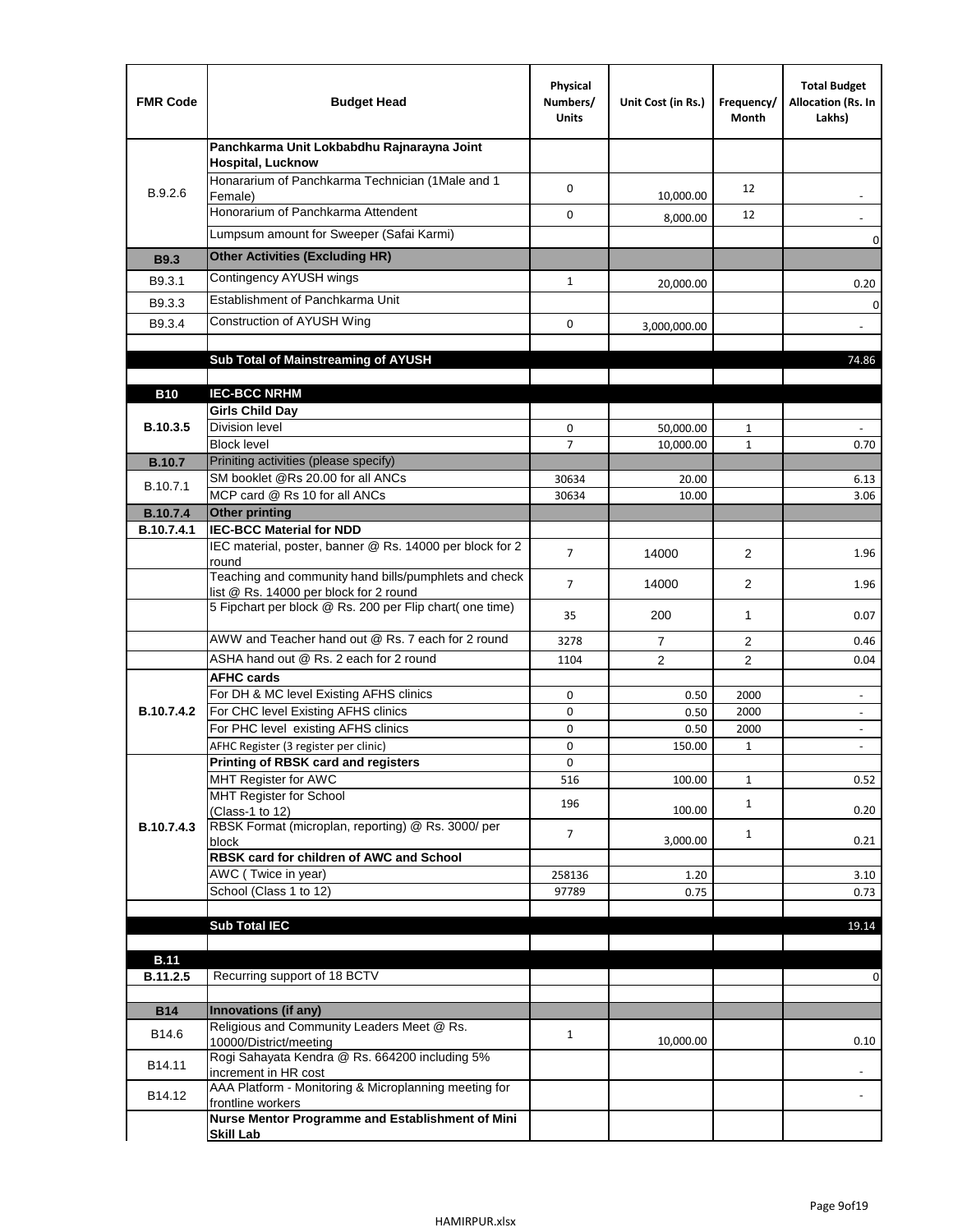| FMR Code | Budget Head | Physical Numbers/ Units | Unit Cost (in Rs.) | Frequency/ Month | Total Budget Allocation (Rs. In Lakhs) |
|---|---|---|---|---|---|
| B.9.2.6 | **Panchkarma Unit Lokbabdhu Rajnarayna Joint Hospital, Lucknow** | | | | |
| | Honararium of Panchkarma Technician (1Male and 1 Female) | 0 | 10,000.00 | 12 | - |
| | Honorarium of Panchkarma Attendent | 0 | 8,000.00 | 12 | - |
| | Lumpsum amount for Sweeper (Safai Karmi) | | | | 0 |
| **B9.3** | **Other Activities (Excluding HR)** | | | | |
| B9.3.1 | Contingency AYUSH wings | 1 | 20,000.00 | | 0.20 |
| B9.3.3 | Establishment of Panchkarma Unit | | | | 0 |
| B9.3.4 | Construction of AYUSH Wing | 0 | 3,000,000.00 | | - |
| | | | | | |
| | **Sub Total of Mainstreaming of AYUSH** | | | | 74.86 |
| | | | | | |
| **B10** | **IEC-BCC NRHM** | | | | |
| **B.10.3.5** | **Girls Child Day** | | | | |
| | Division level | 0 | 50,000.00 | 1 | - |
| | Block level | 7 | 10,000.00 | 1 | 0.70 |
| **B.10.7** | Priniting activities (please specify) | | | | |
| B.10.7.1 | SM booklet @Rs 20.00 for all ANCs | 30634 | 20.00 | | 6.13 |
| | MCP card @ Rs 10 for all ANCs | 30634 | 10.00 | | 3.06 |
| **B.10.7.4** | **Other printing** | | | | |
| **B.10.7.4.1** | **IEC-BCC Material for NDD** | | | | |
| | IEC material, poster, banner @ Rs. 14000 per block for 2 round | 7 | 14000 | 2 | 1.96 |
| | Teaching and community hand bills/pumphlets and check list @ Rs. 14000 per block for 2 round | 7 | 14000 | 2 | 1.96 |
| | 5 Fipchart per block @ Rs. 200 per Flip chart( one time) | 35 | 200 | 1 | 0.07 |
| | AWW and Teacher hand out @ Rs. 7 each for 2 round | 3278 | 7 | 2 | 0.46 |
| | ASHA hand out @ Rs. 2 each for 2 round | 1104 | 2 | 2 | 0.04 |
| **B.10.7.4.2** | **AFHC cards** | | | | |
| | For DH & MC level Existing AFHS clinics | 0 | 0.50 | 2000 | - |
| | For CHC level Existing AFHS clinics | 0 | 0.50 | 2000 | - |
| | For PHC level existing AFHS clinics | 0 | 0.50 | 2000 | - |
| | AFHC Register (3 register per clinic) | 0 | 150.00 | 1 | - |
| **B.10.7.4.3** | **Printing of RBSK card and registers** | 0 | | | |
| | MHT Register for AWC | 516 | 100.00 | 1 | 0.52 |
| | MHT Register for School (Class-1 to 12) | 196 | 100.00 | 1 | 0.20 |
| | RBSK Format (microplan, reporting) @ Rs. 3000/ per block | 7 | 3,000.00 | 1 | 0.21 |
| | **RBSK card for children of AWC and School** | | | | |
| | AWC ( Twice in year) | 258136 | 1.20 | | 3.10 |
| | School (Class 1 to 12) | 97789 | 0.75 | | 0.73 |
| | | | | | |
| | **Sub Total IEC** | | | | 19.14 |
| | | | | | |
| **B.11** | | | | | |
| **B.11.2.5** | Recurring support of 18 BCTV | | | | 0 |
| | | | | | |
| **B14** | **Innovations (if any)** | | | | |
| B14.6 | Religious and Community Leaders Meet @ Rs. 10000/District/meeting | 1 | 10,000.00 | | 0.10 |
| B14.11 | Rogi Sahayata Kendra @ Rs. 664200 including 5% increment in HR cost | | | | - |
| B14.12 | AAA Platform - Monitoring & Microplanning meeting for frontline workers | | | | - |
| | **Nurse Mentor Programme and Establishment of Mini Skill Lab** | | | | |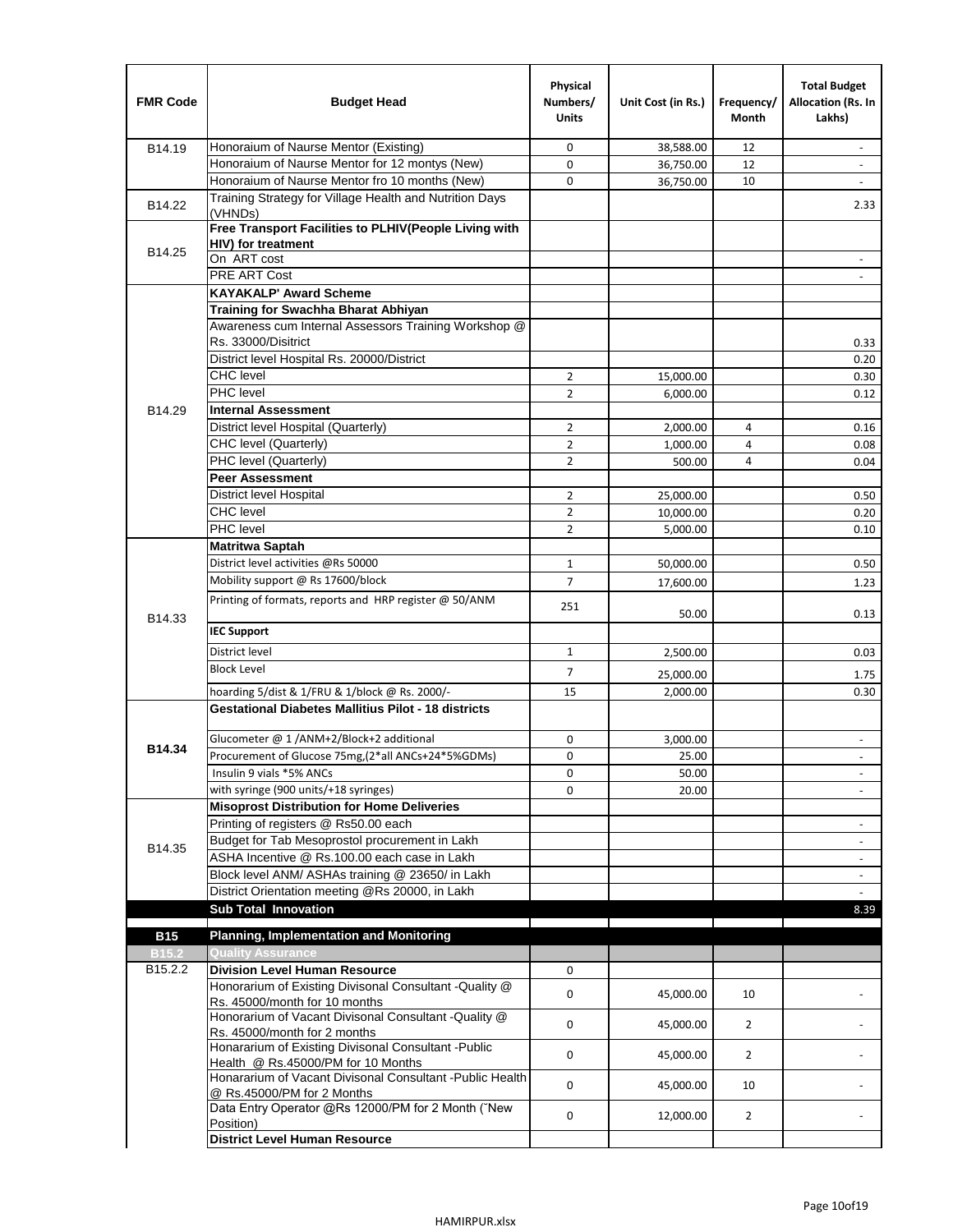| FMR Code | Budget Head | Physical Numbers/ Units | Unit Cost (in Rs.) | Frequency/ Month | Total Budget Allocation (Rs. In Lakhs) |
|---|---|---|---|---|---|
| B14.19 | Honoraium of Naurse Mentor (Existing) | 0 | 38,588.00 | 12 | - |
| | Honoraium of Naurse Mentor for 12 montys (New) | 0 | 36,750.00 | 12 | - |
| | Honoraium of Naurse Mentor fro 10 months (New) | 0 | 36,750.00 | 10 | - |
| B14.22 | Training Strategy for Village Health and Nutrition Days (VHNDs) | | | | 2.33 |
| B14.25 | **Free Transport Facilities to PLHIV(People Living with HIV) for treatment** | | | | |
| | On ART cost | | | | - |
| | PRE ART Cost | | | | - |
| B14.29 | **KAYAKALP' Award Scheme** | | | | |
| | **Training for Swachha Bharat Abhiyan** | | | | |
| | Awareness cum Internal Assessors Training Workshop @ Rs. 33000/Disitrict | | | | 0.33 |
| | District level Hospital Rs. 20000/District | | | | 0.20 |
| | CHC level | 2 | 15,000.00 | | 0.30 |
| | PHC level | 2 | 6,000.00 | | 0.12 |
| | **Internal Assessment** | | | | |
| | District level Hospital (Quarterly) | 2 | 2,000.00 | 4 | 0.16 |
| | CHC level (Quarterly) | 2 | 1,000.00 | 4 | 0.08 |
| | PHC level (Quarterly) | 2 | 500.00 | 4 | 0.04 |
| | **Peer Assessment** | | | | |
| | District level Hospital | 2 | 25,000.00 | | 0.50 |
| | CHC level | 2 | 10,000.00 | | 0.20 |
| | PHC level | 2 | 5,000.00 | | 0.10 |
| B14.33 | **Matritwa Saptah** | | | | |
| | District level activities @Rs 50000 | 1 | 50,000.00 | | 0.50 |
| | Mobility support @ Rs 17600/block | 7 | 17,600.00 | | 1.23 |
| | Printing of formats, reports and HRP register @ 50/ANM | 251 | 50.00 | | 0.13 |
| | **IEC Support** | | | | |
| | District level | 1 | 2,500.00 | | 0.03 |
| | Block Level | 7 | 25,000.00 | | 1.75 |
| | hoarding 5/dist & 1/FRU & 1/block @ Rs. 2000/- | 15 | 2,000.00 | | 0.30 |
| **B14.34** | **Gestational Diabetes Mallitius Pilot - 18 districts** | | | | |
| | Glucometer @ 1 /ANM+2/Block+2 additional | 0 | 3,000.00 | | - |
| | Procurement of Glucose 75mg,(2*all ANCs+24*5%GDMs) | 0 | 25.00 | | - |
| | Insulin 9 vials *5% ANCs | 0 | 50.00 | | - |
| | with syringe (900 units/+18 syringes) | 0 | 20.00 | | - |
| B14.35 | **Misoprost Distribution for Home Deliveries** | | | | |
| | Printing of registers @ Rs50.00 each | | | | - |
| | Budget for Tab Mesoprostol procurement in Lakh | | | | - |
| | ASHA Incentive @ Rs.100.00 each case in Lakh | | | | - |
| | Block level ANM/ ASHAs training @ 23650/ in Lakh | | | | - |
| | District Orientation meeting @Rs 20000, in Lakh | | | | - |
| | **Sub Total Innovation** | | | | 8.39 |
| **B15** | **Planning, Implementation and Monitoring** | | | | |
| **B15.2** | **Quality Assurance** | | | | |
| B15.2.2 | **Division Level Human Resource** | 0 | | | |
| | Honorarium of Existing Divisonal Consultant -Quality @ Rs. 45000/month for 10 months | 0 | 45,000.00 | 10 | - |
| | Honorarium of Vacant Divisonal Consultant -Quality @ Rs. 45000/month for 2 months | 0 | 45,000.00 | 2 | - |
| | Honararium of Existing Divisonal Consultant -Public Health @ Rs.45000/PM for 10 Months | 0 | 45,000.00 | 2 | - |
| | Honararium of Vacant Divisonal Consultant -Public Health @ Rs.45000/PM for 2 Months | 0 | 45,000.00 | 10 | - |
| | Data Entry Operator @Rs 12000/PM for 2 Month ("New Position) | 0 | 12,000.00 | 2 | - |
| | **District Level Human Resource** | | | | |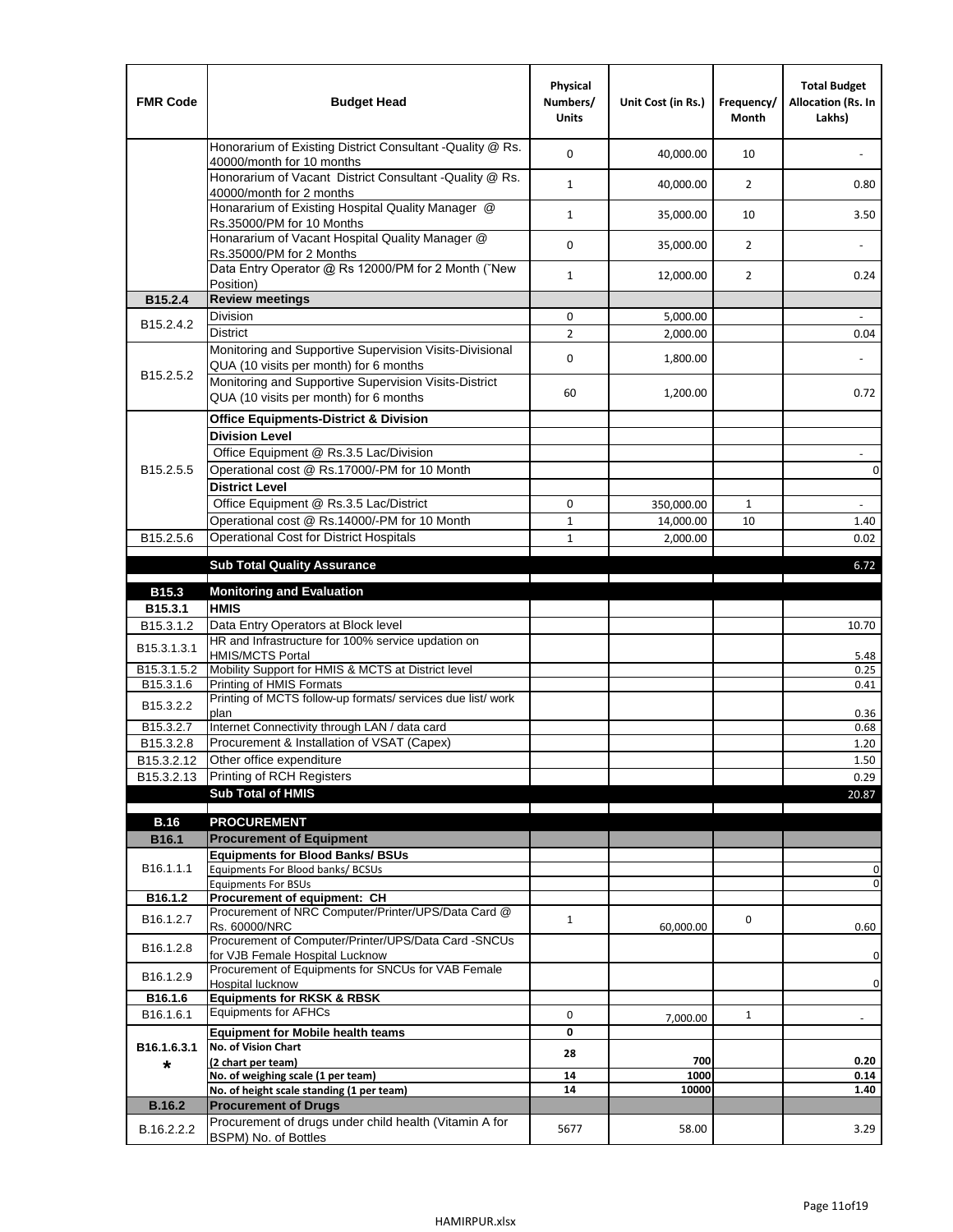| FMR Code | Budget Head | Physical Numbers/ Units | Unit Cost (in Rs.) | Frequency/ Month | Total Budget Allocation (Rs. In Lakhs) |
|---|---|---|---|---|---|
| | Honorarium of Existing District Consultant -Quality @ Rs. 40000/month for 10 months | 0 | 40,000.00 | 10 | - |
| | Honorarium of Vacant District Consultant -Quality @ Rs. 40000/month for 2 months | 1 | 40,000.00 | 2 | 0.80 |
| | Honararium of Existing Hospital Quality Manager @ Rs.35000/PM for 10 Months | 1 | 35,000.00 | 10 | 3.50 |
| | Honararium of Vacant Hospital Quality Manager @ Rs.35000/PM for 2 Months | 0 | 35,000.00 | 2 | - |
| | Data Entry Operator @ Rs 12000/PM for 2 Month (˜New Position) | 1 | 12,000.00 | 2 | 0.24 |
| **B15.2.4** | **Review meetings** | | | | |
| B15.2.4.2 | Division | 0 | 5,000.00 | | - |
| | District | 2 | 2,000.00 | | 0.04 |
| B15.2.5.2 | Monitoring and Supportive Supervision Visits-Divisional QUA (10 visits per month) for 6 months | 0 | 1,800.00 | | - |
| | Monitoring and Supportive Supervision Visits-District QUA (10 visits per month) for 6 months | 60 | 1,200.00 | | 0.72 |
| B15.2.5.5 | **Office Equipments-District & Division** | | | | |
| | **Division Level** | | | | |
| | Office Equipment @ Rs.3.5 Lac/Division | | | | - |
| | Operational cost @ Rs.17000/-PM for 10 Month | | | | 0 |
| | **District Level** | | | | |
| | Office Equipment @ Rs.3.5 Lac/District | 0 | 350,000.00 | 1 | - |
| | Operational cost @ Rs.14000/-PM for 10 Month | 1 | 14,000.00 | 10 | 1.40 |
| B15.2.5.6 | Operational Cost for District Hospitals | 1 | 2,000.00 | | 0.02 |
| | **Sub Total Quality Assurance** | | | | 6.72 |
| **B15.3** | **Monitoring and Evaluation** | | | | |
| **B15.3.1** | **HMIS** | | | | |
| B15.3.1.2 | Data Entry Operators at Block level | | | | 10.70 |
| B15.3.1.3.1 | HR and Infrastructure for 100% service updation on HMIS/MCTS Portal | | | | 5.48 |
| B15.3.1.5.2 | Mobility Support for HMIS & MCTS at District level | | | | 0.25 |
| B15.3.1.6 | Printing of HMIS Formats | | | | 0.41 |
| B15.3.2.2 | Printing of MCTS follow-up formats/ services due list/ work plan | | | | 0.36 |
| B15.3.2.7 | Internet Connectivity through LAN / data card | | | | 0.68 |
| B15.3.2.8 | Procurement & Installation of VSAT (Capex) | | | | 1.20 |
| B15.3.2.12 | Other office expenditure | | | | 1.50 |
| B15.3.2.13 | Printing of RCH Registers | | | | 0.29 |
| | **Sub Total of HMIS** | | | | 20.87 |
| **B.16** | **PROCUREMENT** | | | | |
| **B16.1** | **Procurement of Equipment** | | | | |
| B16.1.1.1 | **Equipments for Blood Banks/ BSUs** | | | | |
| | Equipments For Blood banks/ BCSUs | | | | 0 |
| | Equipments For BSUs | | | | 0 |
| **B16.1.2** | **Procurement of equipment: CH** | | | | |
| B16.1.2.7 | Procurement of NRC Computer/Printer/UPS/Data Card @ Rs. 60000/NRC | 1 | 60,000.00 | 0 | 0.60 |
| B16.1.2.8 | Procurement of Computer/Printer/UPS/Data Card -SNCUs for VJB Female Hospital Lucknow | | | | 0 |
| B16.1.2.9 | Procurement of Equipments for SNCUs for VAB Female Hospital lucknow | | | | 0 |
| **B16.1.6** | **Equipments for RKSK & RBSK** | | | | |
| B16.1.6.1 | Equipments for AFHCs | 0 | 7,000.00 | 1 | - |
| **B16.1.6.3.1 *** | **Equipment for Mobile health teams** | **0** | | | |
| | **No. of Vision Chart (2 chart per team)** | **28** | **700** | | **0.20** |
| | **No. of weighing scale (1 per team)** | **14** | **1000** | | **0.14** |
| | **No. of height scale standing (1 per team)** | **14** | **10000** | | **1.40** |
| **B.16.2** | **Procurement of Drugs** | | | | |
| B.16.2.2.2 | Procurement of drugs under child health (Vitamin A for BSPM) No. of Bottles | 5677 | 58.00 | | 3.29 |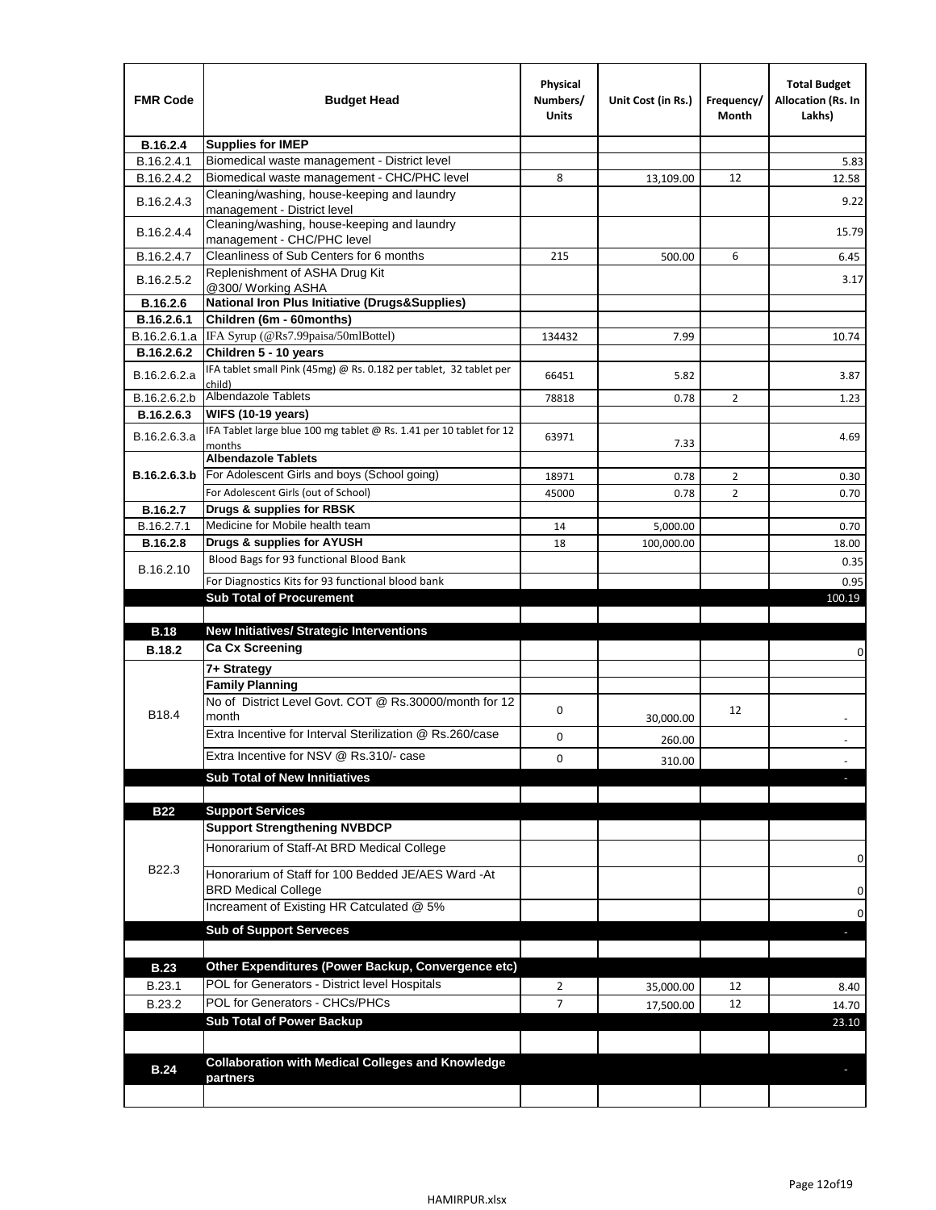| FMR Code | Budget Head | Physical Numbers/ Units | Unit Cost (in Rs.) | Frequency/ Month | Total Budget Allocation (Rs. In Lakhs) |
|---|---|---|---|---|---|
| **B.16.2.4** | **Supplies for IMEP** | | | | |
| B.16.2.4.1 | Biomedical waste management - District level | | | | 5.83 |
| B.16.2.4.2 | Biomedical waste management - CHC/PHC level | 8 | 13,109.00 | 12 | 12.58 |
| B.16.2.4.3 | Cleaning/washing, house-keeping and laundry management - District level | | | | 9.22 |
| B.16.2.4.4 | Cleaning/washing, house-keeping and laundry management - CHC/PHC level | | | | 15.79 |
| B.16.2.4.7 | Cleanliness of Sub Centers for 6 months | 215 | 500.00 | 6 | 6.45 |
| B.16.2.5.2 | Replenishment of ASHA Drug Kit @300/ Working ASHA | | | | 3.17 |
| **B.16.2.6** | **National Iron Plus Initiative (Drugs&Supplies)** | | | | |
| **B.16.2.6.1** | **Children (6m - 60months)** | | | | |
| B.16.2.6.1.a | IFA Syrup (@Rs7.99paisa/50mlBottel) | 134432 | 7.99 | | 10.74 |
| **B.16.2.6.2** | **Children 5 - 10 years** | | | | |
| B.16.2.6.2.a | IFA tablet small Pink (45mg) @ Rs. 0.182 per tablet, 32 tablet per child) | 66451 | 5.82 | | 3.87 |
| B.16.2.6.2.b | Albendazole Tablets | 78818 | 0.78 | 2 | 1.23 |
| **B.16.2.6.3** | **WIFS (10-19 years)** | | | | |
| B.16.2.6.3.a | IFA Tablet large blue 100 mg tablet @ Rs. 1.41 per 10 tablet for 12 months | 63971 | 7.33 | | 4.69 |
| **B.16.2.6.3.b** | **Albendazole Tablets** | | | | |
| | For Adolescent Girls and boys (School going) | 18971 | 0.78 | 2 | 0.30 |
| | For Adolescent Girls (out of School) | 45000 | 0.78 | 2 | 0.70 |
| **B.16.2.7** | **Drugs & supplies for RBSK** | | | | |
| B.16.2.7.1 | Medicine for Mobile health team | 14 | 5,000.00 | | 0.70 |
| **B.16.2.8** | **Drugs & supplies for AYUSH** | 18 | 100,000.00 | | 18.00 |
| B.16.2.10 | Blood Bags for 93 functional Blood Bank | | | | 0.35 |
| | For Diagnostics Kits for 93 functional blood bank | | | | 0.95 |
| | **Sub Total of Procurement** | | | | 100.19 |
| | | | | | |
| **B.18** | **New Initiatives/ Strategic Interventions** | | | | |
| **B.18.2** | **Ca Cx Screening** | | | | 0 |
| B18.4 | **7+ Strategy** | | | | |
| | **Family Planning** | | | | |
| | No of District Level Govt. COT @ Rs.30000/month for 12 month | 0 | 30,000.00 | 12 | - |
| | Extra Incentive for Interval Sterilization @ Rs.260/case | 0 | 260.00 | | - |
| | Extra Incentive for NSV @ Rs.310/- case | 0 | 310.00 | | - |
| | **Sub Total of New Innitiatives** | | | | - |
| | | | | | |
| **B22** | **Support Services** | | | | |
| B22.3 | **Support Strengthening NVBDCP** | | | | |
| | Honorarium of Staff-At BRD Medical College | | | | 0 |
| | Honorarium of Staff for 100 Bedded JE/AES Ward -At BRD Medical College | | | | 0 |
| | Increament of Existing HR Catculated @ 5% | | | | 0 |
| | **Sub of Support Serveces** | | | | - |
| | | | | | |
| **B.23** | **Other Expenditures (Power Backup, Convergence etc)** | | | | |
| B.23.1 | POL for Generators - District level Hospitals | 2 | 35,000.00 | 12 | 8.40 |
| B.23.2 | POL for Generators - CHCs/PHCs | 7 | 17,500.00 | 12 | 14.70 |
| | **Sub Total of Power Backup** | | | | 23.10 |
| | | | | | |
| **B.24** | **Collaboration with Medical Colleges and Knowledge partners** | | | | - |
| | | | | | |

HAMIRPUR.xlsx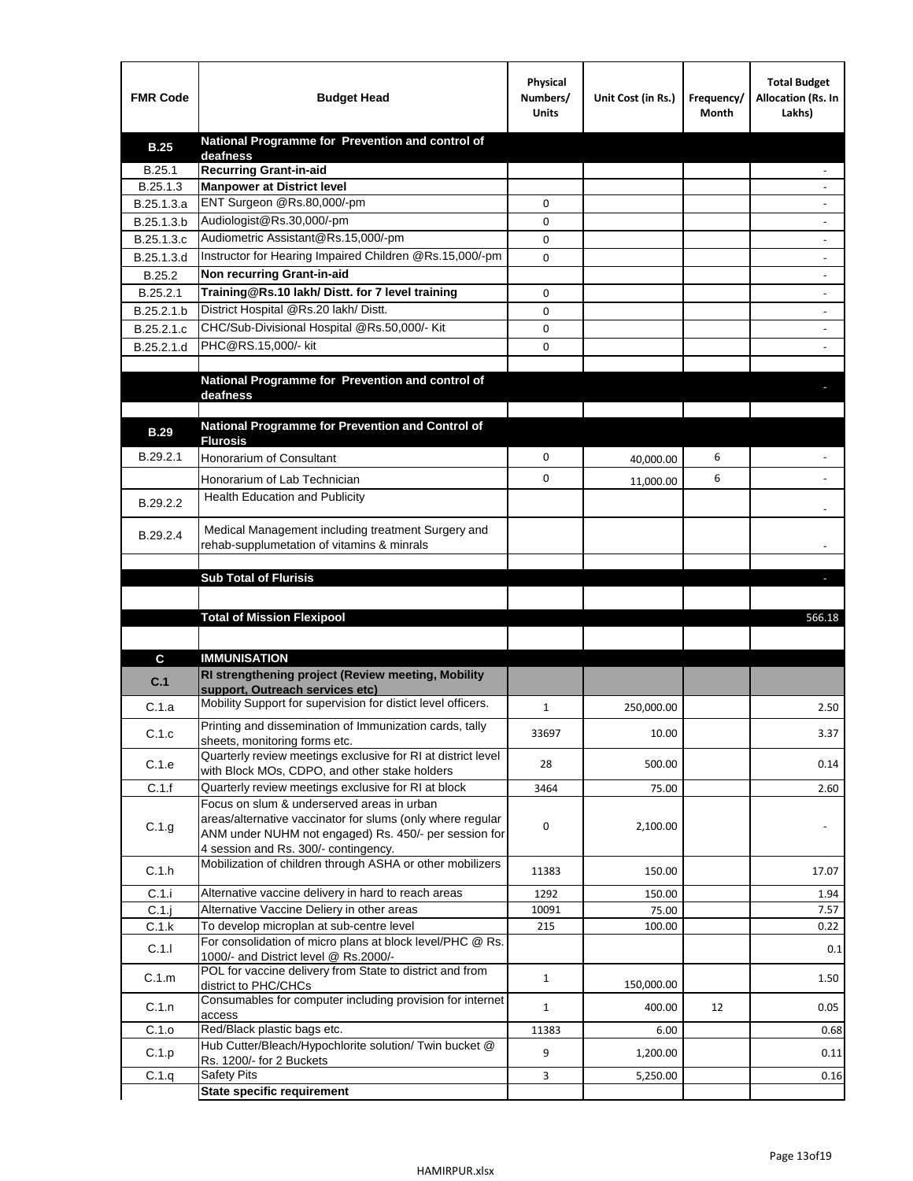| FMR Code | Budget Head | Physical Numbers/ Units | Unit Cost (in Rs.) | Frequency/ Month | Total Budget Allocation (Rs. In Lakhs) |
|---|---|---|---|---|---|
| **B.25** | **National Programme for Prevention and control of deafness** | | | | |
| B.25.1 | **Recurring Grant-in-aid** | | | | - |
| B.25.1.3 | **Manpower at District level** | | | | - |
| B.25.1.3.a | ENT Surgeon @Rs.80,000/-pm | 0 | | | - |
| B.25.1.3.b | Audiologist@Rs.30,000/-pm | 0 | | | - |
| B.25.1.3.c | Audiometric Assistant@Rs.15,000/-pm | 0 | | | - |
| B.25.1.3.d | Instructor for Hearing Impaired Children @Rs.15,000/-pm | 0 | | | - |
| B.25.2 | **Non recurring Grant-in-aid** | | | | - |
| B.25.2.1 | **Training@Rs.10 lakh/ Distt. for 7 level training** | 0 | | | - |
| B.25.2.1.b | District Hospital @Rs.20 lakh/ Distt. | 0 | | | - |
| B.25.2.1.c | CHC/Sub-Divisional Hospital @Rs.50,000/- Kit | 0 | | | - |
| B.25.2.1.d | PHC@RS.15,000/- kit | 0 | | | - |
| | | | | | |
| | **National Programme for Prevention and control of deafness** | | | | - |
| | | | | | |
| **B.29** | **National Programme for Prevention and Control of Flurosis** | | | | |
| B.29.2.1 | Honorarium of Consultant | 0 | 40,000.00 | 6 | - |
| | Honorarium of Lab Technician | 0 | 11,000.00 | 6 | - |
| B.29.2.2 | Health Education and Publicity | | | | - |
| B.29.2.4 | Medical Management including treatment Surgery and rehab-supplumetation of vitamins & minrals | | | | - |
| | | | | | |
| | **Sub Total of Flurisis** | | | | - |
| | | | | | |
| | **Total of Mission Flexipool** | | | | 566.18 |
| | | | | | |
| **C** | **IMMUNISATION** | | | | |
| **C.1** | **RI strengthening project (Review meeting, Mobility support, Outreach services etc)** | | | | |
| C.1.a | Mobility Support for supervision for distict level officers. | 1 | 250,000.00 | | 2.50 |
| C.1.c | Printing and dissemination of Immunization cards, tally sheets, monitoring forms etc. | 33697 | 10.00 | | 3.37 |
| C.1.e | Quarterly review meetings exclusive for RI at district level with Block MOs, CDPO, and other stake holders | 28 | 500.00 | | 0.14 |
| C.1.f | Quarterly review meetings exclusive for RI at block | 3464 | 75.00 | | 2.60 |
| C.1.g | Focus on slum & underserved areas in urban areas/alternative vaccinator for slums (only where regular ANM under NUHM not engaged) Rs. 450/- per session for 4 session and Rs. 300/- contingency. | 0 | 2,100.00 | | - |
| C.1.h | Mobilization of children through ASHA or other mobilizers | 11383 | 150.00 | | 17.07 |
| C.1.i | Alternative vaccine delivery in hard to reach areas | 1292 | 150.00 | | 1.94 |
| C.1.j | Alternative Vaccine Deliery in other areas | 10091 | 75.00 | | 7.57 |
| C.1.k | To develop microplan at sub-centre level | 215 | 100.00 | | 0.22 |
| C.1.l | For consolidation of micro plans at block level/PHC @ Rs. 1000/- and District level @ Rs.2000/- | | | | 0.1 |
| C.1.m | POL for vaccine delivery from State to district and from district to PHC/CHCs | 1 | 150,000.00 | | 1.50 |
| C.1.n | Consumables for computer including provision for internet access | 1 | 400.00 | 12 | 0.05 |
| C.1.o | Red/Black plastic bags etc. | 11383 | 6.00 | | 0.68 |
| C.1.p | Hub Cutter/Bleach/Hypochlorite solution/ Twin bucket @ Rs. 1200/- for 2 Buckets | 9 | 1,200.00 | | 0.11 |
| C.1.q | Safety Pits | 3 | 5,250.00 | | 0.16 |
| | **State specific requirement** | | | | |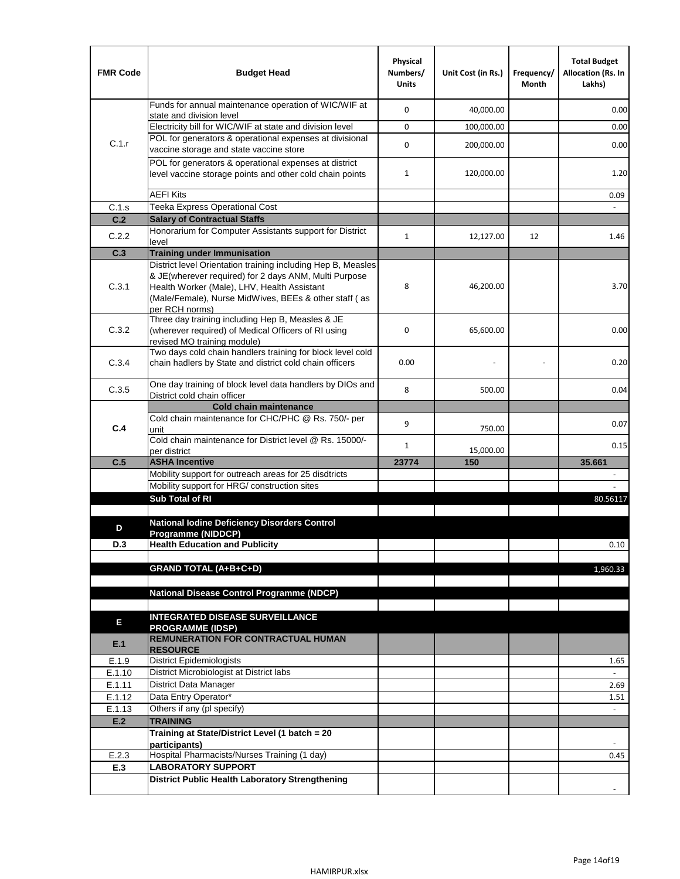| FMR Code | Budget Head | Physical Numbers/ Units | Unit Cost (in Rs.) | Frequency/ Month | Total Budget Allocation (Rs. In Lakhs) |
|---|---|---|---|---|---|
| C.1.r | Funds for annual maintenance operation of WIC/WIF at state and division level | 0 | 40,000.00 | | 0.00 |
| | Electricity bill for WIC/WIF at state and division level | 0 | 100,000.00 | | 0.00 |
| | POL for generators & operational expenses at divisional vaccine storage and state vaccine store | 0 | 200,000.00 | | 0.00 |
| | POL for generators & operational expenses at district level vaccine storage points and other cold chain points | 1 | 120,000.00 | | 1.20 |
| | AEFI Kits | | | | 0.09 |
| C.1.s | Teeka Express Operational Cost | | | | - |
| **C.2** | **Salary of Contractual Staffs** | | | | |
| C.2.2 | Honorarium for Computer Assistants support for District level | 1 | 12,127.00 | 12 | 1.46 |
| **C.3** | **Training under Immunisation** | | | | |
| C.3.1 | District level Orientation training including Hep B, Measles & JE(wherever required) for 2 days ANM, Multi Purpose Health Worker (Male), LHV, Health Assistant (Male/Female), Nurse MidWives, BEEs & other staff ( as per RCH norms) | 8 | 46,200.00 | | 3.70 |
| C.3.2 | Three day training including Hep B, Measles & JE (wherever required) of Medical Officers of RI using revised MO training module) | 0 | 65,600.00 | | 0.00 |
| C.3.4 | Two days cold chain handlers training for block level cold chain hadlers by State and district cold chain officers | 0.00 | - | - | 0.20 |
| C.3.5 | One day training of block level data handlers by DIOs and District cold chain officer | 8 | 500.00 | | 0.04 |
| **C.4** | **Cold chain maintenance** | | | | |
| | Cold chain maintenance for CHC/PHC @ Rs. 750/- per unit | 9 | 750.00 | | 0.07 |
| | Cold chain maintenance for District level @ Rs. 15000/- per district | 1 | 15,000.00 | | 0.15 |
| **C.5** | **ASHA Incentive** | **23774** | **150** | | **35.661** |
| | Mobility support for outreach areas for 25 disdtricts | | | | - |
| | Mobility support for HRG/ construction sites | | | | - |
| | **Sub Total of RI** | | | | 80.56117 |
| | | | | | |
| **D** | **National Iodine Deficiency Disorders Control Programme (NIDDCP)** | | | | |
| **D.3** | **Health Education and Publicity** | | | | 0.10 |
| | | | | | |
| | **GRAND TOTAL (A+B+C+D)** | | | | 1,960.33 |
| | | | | | |
| | **National Disease Control Programme (NDCP)** | | | | |
| | | | | | |
| **E** | **INTEGRATED DISEASE SURVEILLANCE PROGRAMME (IDSP)** | | | | |
| **E.1** | **REMUNERATION FOR CONTRACTUAL HUMAN RESOURCE** | | | | |
| E.1.9 | District Epidemiologists | | | | 1.65 |
| E.1.10 | District Microbiologist at District labs | | | | - |
| E.1.11 | District Data Manager | | | | 2.69 |
| E.1.12 | Data Entry Operator* | | | | 1.51 |
| E.1.13 | Others if any (pl specify) | | | | - |
| **E.2** | **TRAINING** | | | | |
| | **Training at State/District Level (1 batch = 20 participants)** | | | | - |
| E.2.3 | Hospital Pharmacists/Nurses Training (1 day) | | | | 0.45 |
| **E.3** | **LABORATORY SUPPORT** | | | | |
| | **District Public Health Laboratory Strengthening** | | | | - |

HAMIRPUR.xlsx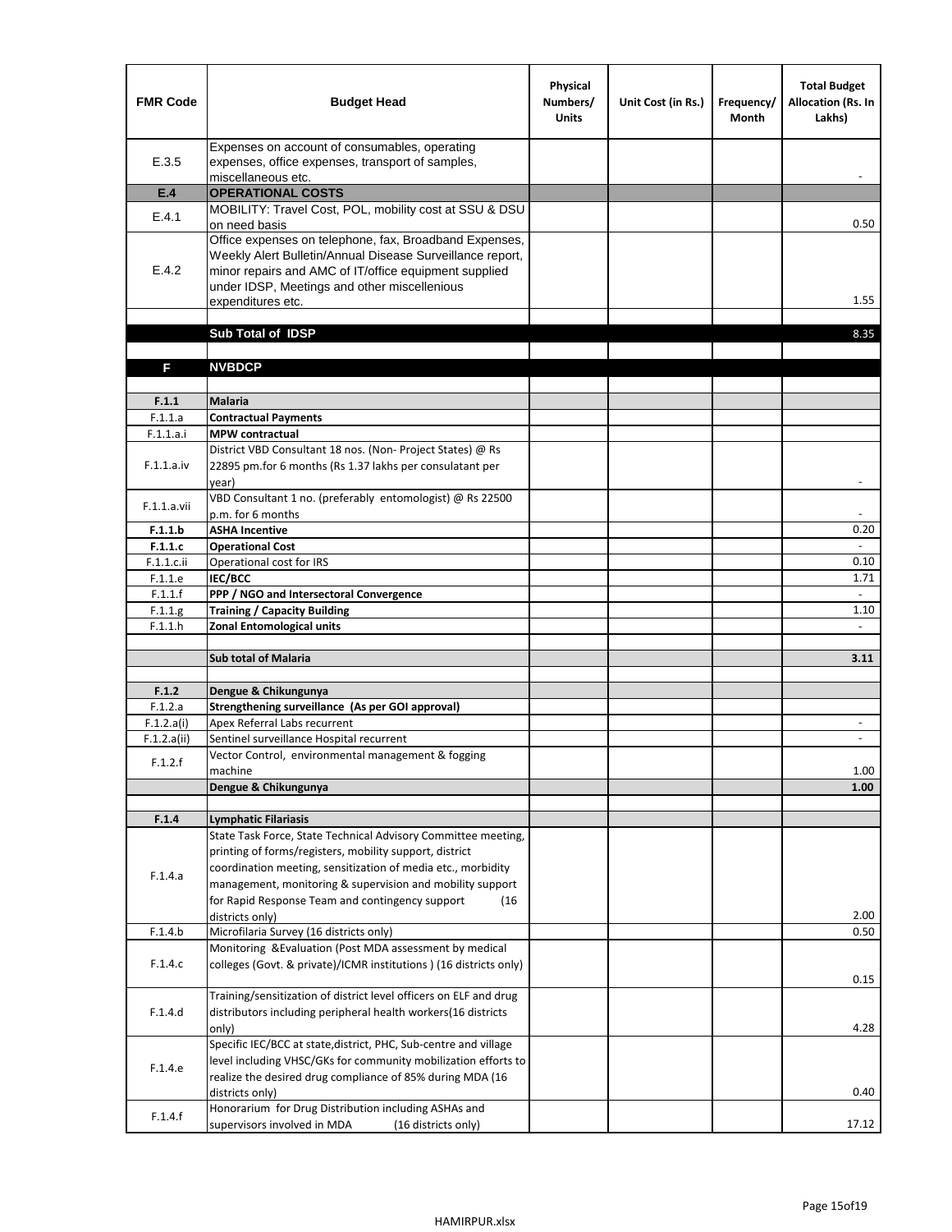| FMR Code | Budget Head | Physical Numbers/ Units | Unit Cost (in Rs.) | Frequency/ Month | Total Budget Allocation (Rs. In Lakhs) |
|---|---|---|---|---|---|
| E.3.5 | Expenses on account of consumables, operating expenses, office expenses, transport of samples, miscellaneous etc. | | | | - |
| **E.4** | **OPERATIONAL COSTS** | | | | |
| E.4.1 | MOBILITY: Travel Cost, POL, mobility cost at SSU & DSU on need basis | | | | 0.50 |
| E.4.2 | Office expenses on telephone, fax, Broadband Expenses, Weekly Alert Bulletin/Annual Disease Surveillance report, minor repairs and AMC of IT/office equipment supplied under IDSP, Meetings and other miscellenious expenditures etc. | | | | 1.55 |
| | | | | | |
| | **Sub Total of IDSP** | | | | 8.35 |
| | | | | | |
| **F** | **NVBDCP** | | | | |
| | | | | | |
| **F.1.1** | **Malaria** | | | | |
| F.1.1.a | **Contractual Payments** | | | | |
| F.1.1.a.i | **MPW contractual** | | | | |
| F.1.1.a.iv | District VBD Consultant 18 nos. (Non- Project States) @ Rs 22895 pm.for 6 months (Rs 1.37 lakhs per consulatant per year) | | | | - |
| F.1.1.a.vii | VBD Consultant 1 no. (preferably entomologist) @ Rs 22500 p.m. for 6 months | | | | - |
| **F.1.1.b** | **ASHA Incentive** | | | | 0.20 |
| **F.1.1.c** | **Operational Cost** | | | | - |
| F.1.1.c.ii | Operational cost for IRS | | | | 0.10 |
| F.1.1.e | **IEC/BCC** | | | | 1.71 |
| F.1.1.f | **PPP / NGO and Intersectoral Convergence** | | | | - |
| F.1.1.g | **Training / Capacity Building** | | | | 1.10 |
| F.1.1.h | **Zonal Entomological units** | | | | - |
| | | | | | |
| | **Sub total of Malaria** | | | | **3.11** |
| | | | | | |
| **F.1.2** | **Dengue & Chikungunya** | | | | |
| F.1.2.a | **Strengthening surveillance (As per GOI approval)** | | | | |
| F.1.2.a(i) | Apex Referral Labs recurrent | | | | - |
| F.1.2.a(ii) | Sentinel surveillance Hospital recurrent | | | | - |
| F.1.2.f | Vector Control, environmental management & fogging machine | | | | 1.00 |
| | **Dengue & Chikungunya** | | | | **1.00** |
| | | | | | |
| **F.1.4** | **Lymphatic Filariasis** | | | | |
| F.1.4.a | State Task Force, State Technical Advisory Committee meeting, printing of forms/registers, mobility support, district coordination meeting, sensitization of media etc., morbidity management, monitoring & supervision and mobility support for Rapid Response Team and contingency support (16 districts only) | | | | 2.00 |
| F.1.4.b | Microfilaria Survey (16 districts only) | | | | 0.50 |
| F.1.4.c | Monitoring &Evaluation (Post MDA assessment by medical colleges (Govt. & private)/ICMR institutions ) (16 districts only) | | | | 0.15 |
| F.1.4.d | Training/sensitization of district level officers on ELF and drug distributors including peripheral health workers(16 districts only) | | | | 4.28 |
| F.1.4.e | Specific IEC/BCC at state,district, PHC, Sub-centre and village level including VHSC/GKs for community mobilization efforts to realize the desired drug compliance of 85% during MDA (16 districts only) | | | | 0.40 |
| F.1.4.f | Honorarium for Drug Distribution including ASHAs and supervisors involved in MDA (16 districts only) | | | | 17.12 |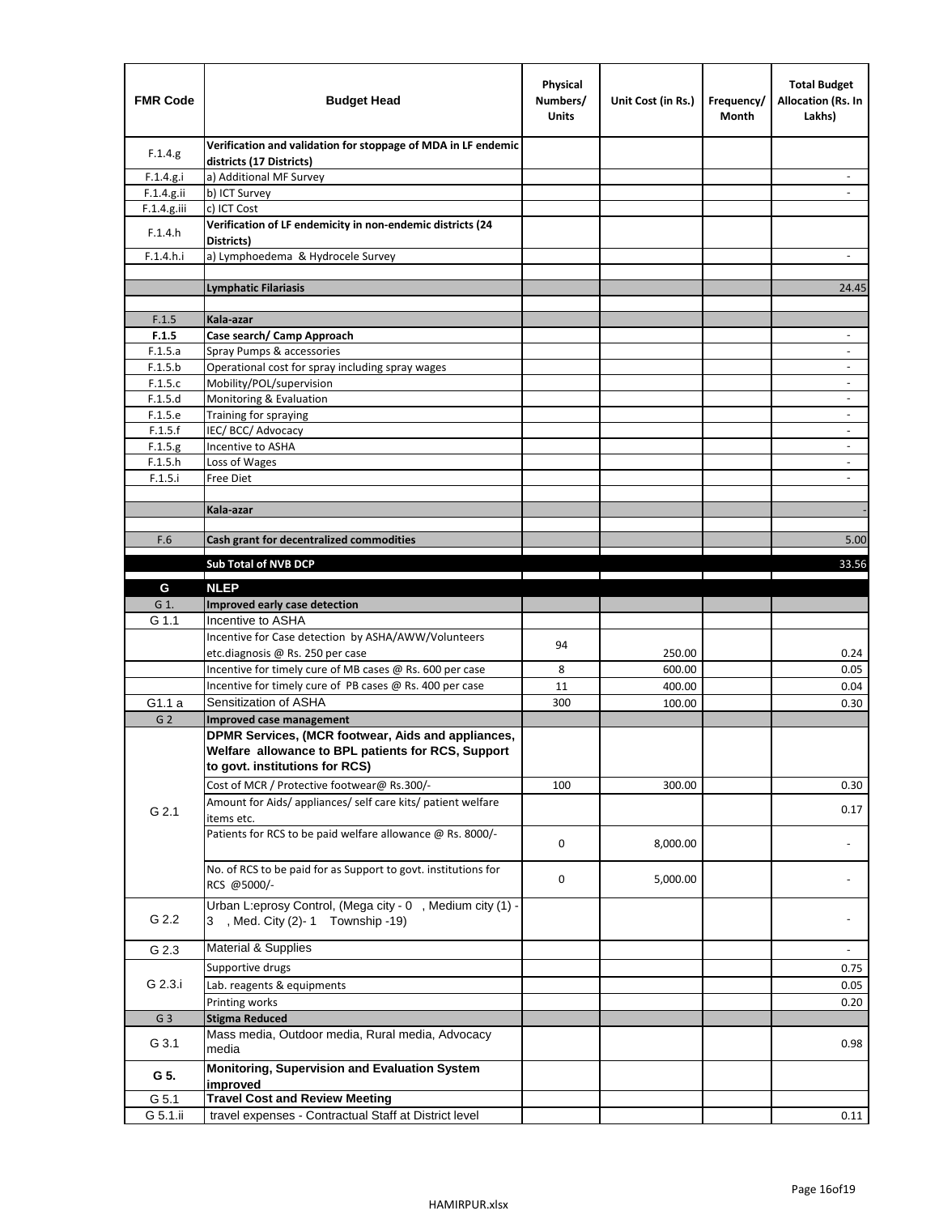| FMR Code | Budget Head | Physical Numbers/ Units | Unit Cost (in Rs.) | Frequency/ Month | Total Budget Allocation (Rs. In Lakhs) |
|---|---|---|---|---|---|
| F.1.4.g | **Verification and validation for stoppage of MDA in LF endemic districts (17 Districts)** | | | | |
| F.1.4.g.i | a) Additional MF Survey | | | | - |
| F.1.4.g.ii | b) ICT Survey | | | | - |
| F.1.4.g.iii | c) ICT Cost | | | | |
| F.1.4.h | **Verification of LF endemicity in non-endemic districts (24 Districts)** | | | | |
| F.1.4.h.i | a) Lymphoedema & Hydrocele Survey | | | | - |
| | | | | | |
| | **Lymphatic Filariasis** | | | | 24.45 |
| | | | | | |
| F.1.5 | **Kala-azar** | | | | |
| **F.1.5** | **Case search/ Camp Approach** | | | | - |
| F.1.5.a | Spray Pumps & accessories | | | | - |
| F.1.5.b | Operational cost for spray including spray wages | | | | - |
| F.1.5.c | Mobility/POL/supervision | | | | - |
| F.1.5.d | Monitoring & Evaluation | | | | - |
| F.1.5.e | Training for spraying | | | | - |
| F.1.5.f | IEC/ BCC/ Advocacy | | | | - |
| F.1.5.g | Incentive to ASHA | | | | - |
| F.1.5.h | Loss of Wages | | | | - |
| F.1.5.i | Free Diet | | | | - |
| | | | | | |
| | **Kala-azar** | | | | - |
| | | | | | |
| F.6 | **Cash grant for decentralized commodities** | | | | 5.00 |
| | | | | | |
| | **Sub Total of NVB DCP** | | | | 33.56 |
| **G** | **NLEP** | | | | |
| G 1. | **Improved early case detection** | | | | |
| G 1.1 | Incentive to ASHA | | | | |
| | Incentive for Case detection by ASHA/AWW/Volunteers etc.diagnosis @ Rs. 250 per case | 94 | 250.00 | | 0.24 |
| | Incentive for timely cure of MB cases @ Rs. 600 per case | 8 | 600.00 | | 0.05 |
| | Incentive for timely cure of PB cases @ Rs. 400 per case | 11 | 400.00 | | 0.04 |
| G1.1 a | Sensitization of ASHA | 300 | 100.00 | | 0.30 |
| G 2 | **Improved case management** | | | | |
| G 2.1 | **DPMR Services, (MCR footwear, Aids and appliances, Welfare allowance to BPL patients for RCS, Support to govt. institutions for RCS)** | | | | |
| | Cost of MCR / Protective footwear@ Rs.300/- | 100 | 300.00 | | 0.30 |
| | Amount for Aids/ appliances/ self care kits/ patient welfare items etc. | | | | 0.17 |
| | Patients for RCS to be paid welfare allowance @ Rs. 8000/- | 0 | 8,000.00 | | - |
| | No. of RCS to be paid for as Support to govt. institutions for RCS @5000/- | 0 | 5,000.00 | | - |
| G 2.2 | Urban L:eprosy Control, (Mega city - 0 , Medium city (1) - 3 , Med. City (2)- 1 Township -19) | | | | - |
| G 2.3 | Material & Supplies | | | | - |
| G 2.3.i | Supportive drugs | | | | 0.75 |
| | Lab. reagents & equipments | | | | 0.05 |
| | Printing works | | | | 0.20 |
| G 3 | **Stigma Reduced** | | | | |
| G 3.1 | Mass media, Outdoor media, Rural media, Advocacy media | | | | 0.98 |
| **G 5.** | **Monitoring, Supervision and Evaluation System improved** | | | | |
| G 5.1 | **Travel Cost and Review Meeting** | | | | |
| G 5.1.ii | travel expenses - Contractual Staff at District level | | | | 0.11 |

HAMIRPUR.xlsx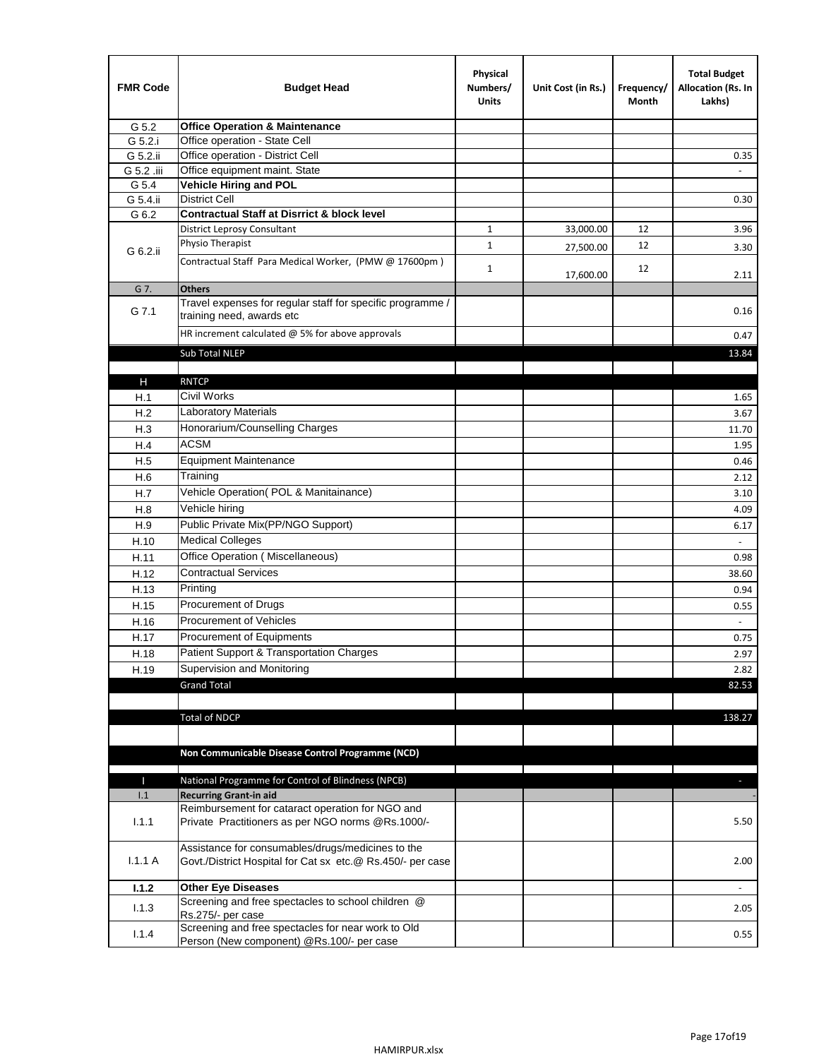| FMR Code | Budget Head | Physical Numbers/ Units | Unit Cost (in Rs.) | Frequency/ Month | Total Budget Allocation (Rs. In Lakhs) |
|---|---|---|---|---|---|
| G 5.2 | **Office Operation & Maintenance** | | | | |
| G 5.2.i | Office operation - State Cell | | | | |
| G 5.2.ii | Office operation - District Cell | | | | 0.35 |
| G 5.2 .iii | Office equipment maint. State | | | | - |
| G 5.4 | **Vehicle Hiring and POL** | | | | |
| G 5.4.ii | District Cell | | | | 0.30 |
| G 6.2 | **Contractual Staff at Disrrict & block level** | | | | |
| G 6.2.ii | District Leprosy Consultant | 1 | 33,000.00 | 12 | 3.96 |
| | Physio Therapist | 1 | 27,500.00 | 12 | 3.30 |
| | Contractual Staff Para Medical Worker, (PMW @ 17600pm ) | 1 | 17,600.00 | 12 | 2.11 |
| G 7. | **Others** | | | | |
| G 7.1 | Travel expenses for regular staff for specific programme / training need, awards etc | | | | 0.16 |
| | HR increment calculated @ 5% for above approvals | | | | 0.47 |
| | Sub Total NLEP | | | | 13.84 |
| | | | | | |
| H | RNTCP | | | | |
| H.1 | Civil Works | | | | 1.65 |
| H.2 | Laboratory Materials | | | | 3.67 |
| H.3 | Honorarium/Counselling Charges | | | | 11.70 |
| H.4 | ACSM | | | | 1.95 |
| H.5 | Equipment Maintenance | | | | 0.46 |
| H.6 | Training | | | | 2.12 |
| H.7 | Vehicle Operation( POL & Manitainance) | | | | 3.10 |
| H.8 | Vehicle hiring | | | | 4.09 |
| H.9 | Public Private Mix(PP/NGO Support) | | | | 6.17 |
| H.10 | Medical Colleges | | | | - |
| H.11 | Office Operation ( Miscellaneous) | | | | 0.98 |
| H.12 | Contractual Services | | | | 38.60 |
| H.13 | Printing | | | | 0.94 |
| H.15 | Procurement of Drugs | | | | 0.55 |
| H.16 | Procurement of Vehicles | | | | - |
| H.17 | Procurement of Equipments | | | | 0.75 |
| H.18 | Patient Support & Transportation Charges | | | | 2.97 |
| H.19 | Supervision and Monitoring | | | | 2.82 |
| | Grand Total | | | | 82.53 |
| | | | | | |
| | Total of NDCP | | | | 138.27 |
| | | | | | |
| | **Non Communicable Disease Control Programme (NCD)** | | | | |
| | | | | | |
| I | National Programme for Control of Blindness (NPCB) | | | | - |
| I.1 | **Recurring Grant-in aid** | | | | - |
| I.1.1 | Reimbursement for cataract operation for NGO and Private Practitioners as per NGO norms @Rs.1000/- | | | | 5.50 |
| I.1.1 A | Assistance for consumables/drugs/medicines to the Govt./District Hospital for Cat sx etc.@ Rs.450/- per case | | | | 2.00 |
| **I.1.2** | **Other Eye Diseases** | | | | - |
| I.1.3 | Screening and free spectacles to school children @ Rs.275/- per case | | | | 2.05 |
| I.1.4 | Screening and free spectacles for near work to Old Person (New component) @Rs.100/- per case | | | | 0.55 |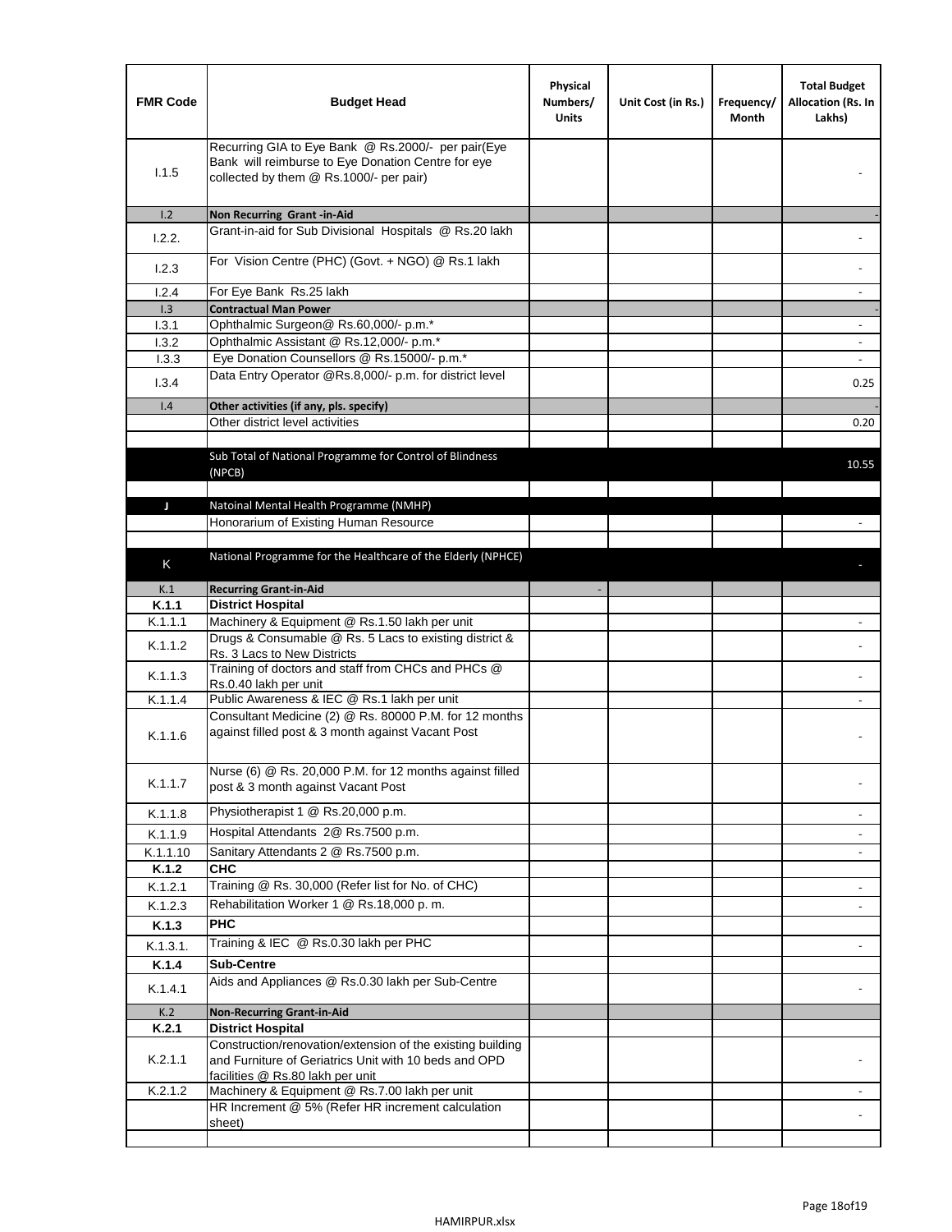| FMR Code | Budget Head | Physical Numbers/ Units | Unit Cost (in Rs.) | Frequency/ Month | Total Budget Allocation (Rs. In Lakhs) |
|---|---|---|---|---|---|
| I.1.5 | Recurring GIA to Eye Bank @ Rs.2000/- per pair(Eye Bank will reimburse to Eye Donation Centre for eye collected by them @ Rs.1000/- per pair) | | | | - |
| I.2 | **Non Recurring Grant -in-Aid** | | | | - |
| I.2.2. | Grant-in-aid for Sub Divisional Hospitals @ Rs.20 lakh | | | | - |
| I.2.3 | For Vision Centre (PHC) (Govt. + NGO) @ Rs.1 lakh | | | | - |
| I.2.4 | For Eye Bank Rs.25 lakh | | | | - |
| I.3 | **Contractual Man Power** | | | | - |
| I.3.1 | Ophthalmic Surgeon@ Rs.60,000/- p.m.* | | | | - |
| I.3.2 | Ophthalmic Assistant @ Rs.12,000/- p.m.* | | | | - |
| I.3.3 | Eye Donation Counsellors @ Rs.15000/- p.m.* | | | | - |
| I.3.4 | Data Entry Operator @Rs.8,000/- p.m. for district level | | | | 0.25 |
| I.4 | **Other activities (if any, pls. specify)** | | | | - |
| | Other district level activities | | | | 0.20 |
| | | | | | |
| | Sub Total of National Programme for Control of Blindness (NPCB) | | | | 10.55 |
| | | | | | |
| J | Natoinal Mental Health Programme (NMHP) | | | | |
| | Honorarium of Existing Human Resource | | | | - |
| | | | | | |
| K | National Programme for the Healthcare of the Elderly (NPHCE) | | | | - |
| K.1 | **Recurring Grant-in-Aid** | - | | | |
| **K.1.1** | **District Hospital** | | | | |
| K.1.1.1 | Machinery & Equipment @ Rs.1.50 lakh per unit | | | | - |
| K.1.1.2 | Drugs & Consumable @ Rs. 5 Lacs to existing district & Rs. 3 Lacs to New Districts | | | | - |
| K.1.1.3 | Training of doctors and staff from CHCs and PHCs @ Rs.0.40 lakh per unit | | | | - |
| K.1.1.4 | Public Awareness & IEC @ Rs.1 lakh per unit | | | | - |
| K.1.1.6 | Consultant Medicine (2) @ Rs. 80000 P.M. for 12 months against filled post & 3 month against Vacant Post | | | | - |
| K.1.1.7 | Nurse (6) @ Rs. 20,000 P.M. for 12 months against filled post & 3 month against Vacant Post | | | | - |
| K.1.1.8 | Physiotherapist 1 @ Rs.20,000 p.m. | | | | - |
| K.1.1.9 | Hospital Attendants 2@ Rs.7500 p.m. | | | | - |
| K.1.1.10 | Sanitary Attendants 2 @ Rs.7500 p.m. | | | | - |
| **K.1.2** | **CHC** | | | | |
| K.1.2.1 | Training @ Rs. 30,000 (Refer list for No. of CHC) | | | | - |
| K.1.2.3 | Rehabilitation Worker 1 @ Rs.18,000 p. m. | | | | - |
| **K.1.3** | **PHC** | | | | |
| K.1.3.1. | Training & IEC @ Rs.0.30 lakh per PHC | | | | - |
| **K.1.4** | **Sub-Centre** | | | | |
| K.1.4.1 | Aids and Appliances @ Rs.0.30 lakh per Sub-Centre | | | | - |
| K.2 | **Non-Recurring Grant-in-Aid** | | | | |
| **K.2.1** | **District Hospital** | | | | |
| K.2.1.1 | Construction/renovation/extension of the existing building and Furniture of Geriatrics Unit with 10 beds and OPD facilities @ Rs.80 lakh per unit | | | | - |
| K.2.1.2 | Machinery & Equipment @ Rs.7.00 lakh per unit | | | | - |
| | HR Increment @ 5% (Refer HR increment calculation sheet) | | | | - |
| | | | | | |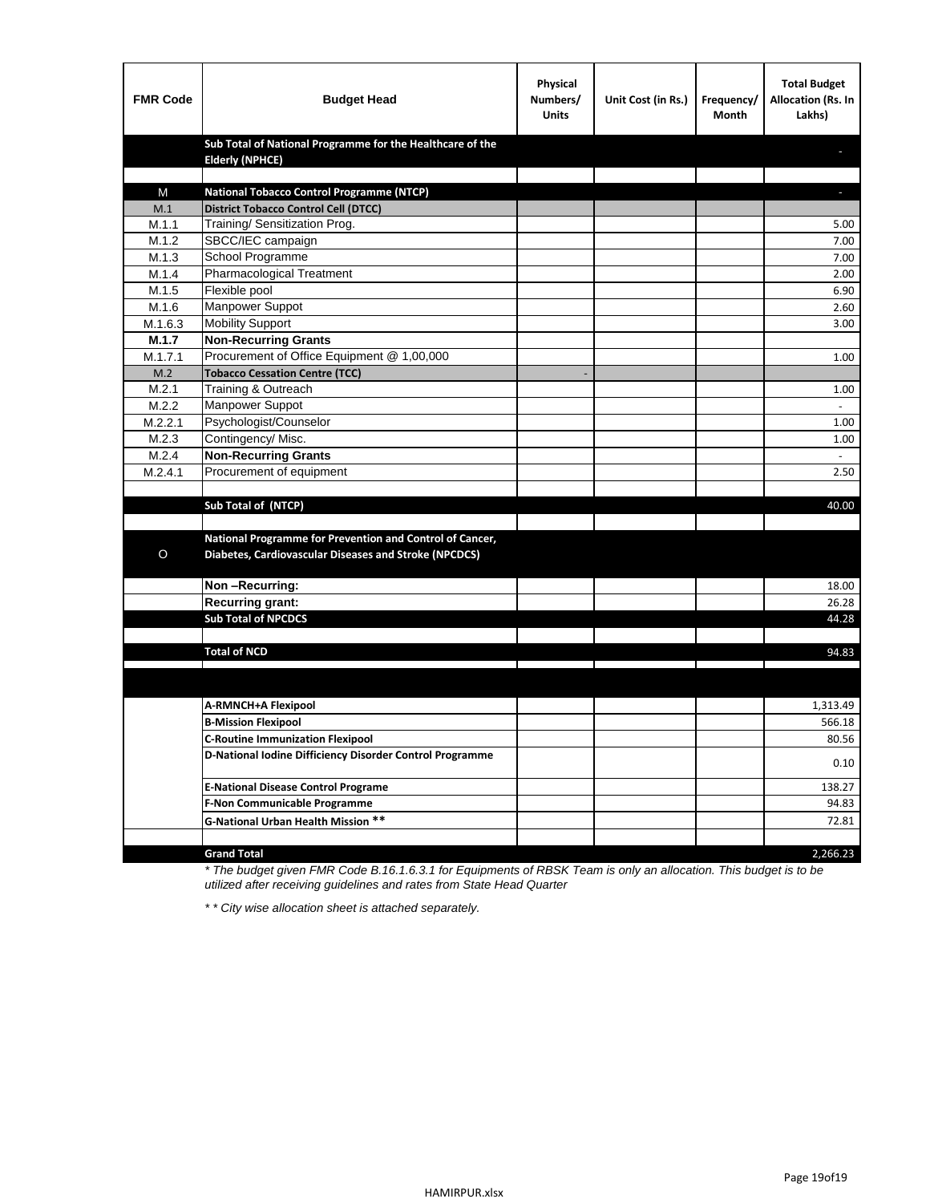| FMR Code | Budget Head | Physical Numbers/ Units | Unit Cost (in Rs.) | Frequency/ Month | Total Budget Allocation (Rs. In Lakhs) |
|---|---|---|---|---|---|
| | **Sub Total of National Programme for the Healthcare of the Elderly (NPHCE)** | | | | - |
| | | | | | |
| M | **National Tobacco Control Programme (NTCP)** | | | | - |
| M.1 | **District Tobacco Control Cell (DTCC)** | | | | |
| M.1.1 | Training/ Sensitization Prog. | | | | 5.00 |
| M.1.2 | SBCC/IEC campaign | | | | 7.00 |
| M.1.3 | School Programme | | | | 7.00 |
| M.1.4 | Pharmacological Treatment | | | | 2.00 |
| M.1.5 | Flexible pool | | | | 6.90 |
| M.1.6 | Manpower Suppot | | | | 2.60 |
| M.1.6.3 | Mobility Support | | | | 3.00 |
| **M.1.7** | **Non-Recurring Grants** | | | | |
| M.1.7.1 | Procurement of Office Equipment @ 1,00,000 | | | | 1.00 |
| M.2 | **Tobacco Cessation Centre (TCC)** | - | | | |
| M.2.1 | Training & Outreach | | | | 1.00 |
| M.2.2 | Manpower Suppot | | | | - |
| M.2.2.1 | Psychologist/Counselor | | | | 1.00 |
| M.2.3 | Contingency/ Misc. | | | | 1.00 |
| M.2.4 | **Non-Recurring Grants** | | | | - |
| M.2.4.1 | Procurement of equipment | | | | 2.50 |
| | | | | | |
| | **Sub Total of (NTCP)** | | | | 40.00 |
| | | | | | |
| O | **National Programme for Prevention and Control of Cancer, Diabetes, Cardiovascular Diseases and Stroke (NPCDCS)** | | | | |
| | **Non –Recurring:** | | | | 18.00 |
| | **Recurring grant:** | | | | 26.28 |
| | **Sub Total of NPCDCS** | | | | 44.28 |
| | | | | | |
| | **Total of NCD** | | | | 94.83 |
| | | | | | |
| | **A-RMNCH+A Flexipool** | | | | 1,313.49 |
| | **B-Mission Flexipool** | | | | 566.18 |
| | **C-Routine Immunization Flexipool** | | | | 80.56 |
| | **D-National Iodine Difficiency Disorder Control Programme** | | | | 0.10 |
| | **E-National Disease Control Programe** | | | | 138.27 |
| | **F-Non Communicable Programme** | | | | 94.83 |
| | **G-National Urban Health Mission \*\*** | | | | 72.81 |
| | | | | | |
| | **Grand Total** | | | | 2,266.23 |

*\* The budget given FMR Code B.16.1.6.3.1 for Equipments of RBSK Team is only an allocation. This budget is to be utilized after receiving guidelines and rates from State Head Quarter*

*\* \* City wise allocation sheet is attached separately.*

HAMIRPUR.xlsx